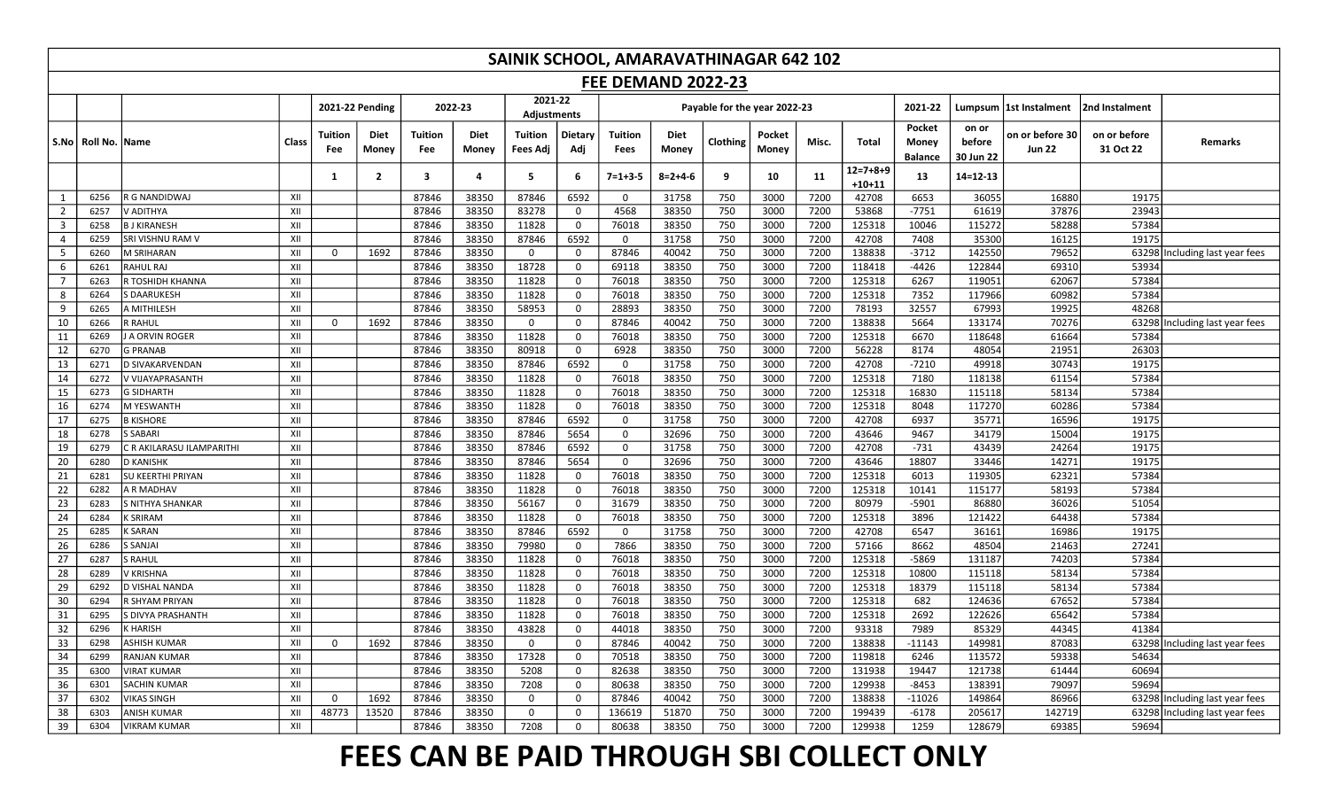# SAINIK SCHOOL, AMARAVATHINAGAR 642 102

## FEE DEMAND 2022-23

| | | | | 2021-22 Pending | | 2022-23 | | 2021-22 Adjustments | | Payable for the year 2022-23 | | | | | | 2021-22 | Lumpsum | 1st Instalment | 2nd Instalment | |
|---|---|---|---|---|---|---|---|---|---|---|---|---|---|---|---|---|---|---|---|---|
| S.No | Roll No. | Name | Class | Tuition Fee | Diet Money | Tuition Fee | Diet Money | Tuition Fees Adj | Dietary Adj | Tuition Fees | Diet Money | Clothing | Pocket Money | Misc. | Total | Pocket Money Balance | on or before 30 Jun 22 | on or before 30 Jun 22 | on or before 31 Oct 22 | Remarks |
| | | | | 1 | 2 | 3 | 4 | 5 | 6 | 7=1+3-5 | 8=2+4-6 | 9 | 10 | 11 | 12=7+8+9 +10+11 | 13 | 14=12-13 | | | |
| 1 | 6256 | R G NANDIDWAJ | XII | | | 87846 | 38350 | 87846 | 6592 | 0 | 31758 | 750 | 3000 | 7200 | 42708 | 6653 | 36055 | 16880 | 19175 | |
| 2 | 6257 | V ADITHYA | XII | | | 87846 | 38350 | 83278 | 0 | 4568 | 38350 | 750 | 3000 | 7200 | 53868 | -7751 | 61619 | 37876 | 23943 | |
| 3 | 6258 | B J KIRANESH | XII | | | 87846 | 38350 | 11828 | 0 | 76018 | 38350 | 750 | 3000 | 7200 | 125318 | 10046 | 115272 | 58288 | 57384 | |
| 4 | 6259 | SRI VISHNU RAM V | XII | | | 87846 | 38350 | 87846 | 6592 | 0 | 31758 | 750 | 3000 | 7200 | 42708 | 7408 | 35300 | 16125 | 19175 | |
| 5 | 6260 | M SRIHARAN | XII | 0 | 1692 | 87846 | 38350 | 0 | 0 | 87846 | 40042 | 750 | 3000 | 7200 | 138838 | -3712 | 142550 | 79652 | 63298 | Including last year fees |
| 6 | 6261 | RAHUL RAJ | XII | | | 87846 | 38350 | 18728 | 0 | 69118 | 38350 | 750 | 3000 | 7200 | 118418 | -4426 | 122844 | 69310 | 53934 | |
| 7 | 6263 | R TOSHIDH KHANNA | XII | | | 87846 | 38350 | 11828 | 0 | 76018 | 38350 | 750 | 3000 | 7200 | 125318 | 6267 | 119051 | 62067 | 57384 | |
| 8 | 6264 | S DAARUKESH | XII | | | 87846 | 38350 | 11828 | 0 | 76018 | 38350 | 750 | 3000 | 7200 | 125318 | 7352 | 117966 | 60982 | 57384 | |
| 9 | 6265 | A MITHILESH | XII | | | 87846 | 38350 | 58953 | 0 | 28893 | 38350 | 750 | 3000 | 7200 | 78193 | 32557 | 67993 | 19925 | 48268 | |
| 10 | 6266 | R RAHUL | XII | 0 | 1692 | 87846 | 38350 | 0 | 0 | 87846 | 40042 | 750 | 3000 | 7200 | 138838 | 5664 | 133174 | 70276 | 63298 | Including last year fees |
| 11 | 6269 | J A ORVIN ROGER | XII | | | 87846 | 38350 | 11828 | 0 | 76018 | 38350 | 750 | 3000 | 7200 | 125318 | 6670 | 118648 | 61664 | 57384 | |
| 12 | 6270 | G PRANAB | XII | | | 87846 | 38350 | 80918 | 0 | 6928 | 38350 | 750 | 3000 | 7200 | 56228 | 8174 | 48054 | 21951 | 26303 | |
| 13 | 6271 | D SIVAKARVENDAN | XII | | | 87846 | 38350 | 87846 | 6592 | 0 | 31758 | 750 | 3000 | 7200 | 42708 | -7210 | 49918 | 30743 | 19175 | |
| 14 | 6272 | V VIJAYAPRASANTH | XII | | | 87846 | 38350 | 11828 | 0 | 76018 | 38350 | 750 | 3000 | 7200 | 125318 | 7180 | 118138 | 61154 | 57384 | |
| 15 | 6273 | G SIDHARTH | XII | | | 87846 | 38350 | 11828 | 0 | 76018 | 38350 | 750 | 3000 | 7200 | 125318 | 16830 | 115118 | 58134 | 57384 | |
| 16 | 6274 | M YESWANTH | XII | | | 87846 | 38350 | 11828 | 0 | 76018 | 38350 | 750 | 3000 | 7200 | 125318 | 8048 | 117270 | 60286 | 57384 | |
| 17 | 6275 | B KISHORE | XII | | | 87846 | 38350 | 87846 | 6592 | 0 | 31758 | 750 | 3000 | 7200 | 42708 | 6937 | 35771 | 16596 | 19175 | |
| 18 | 6278 | S SABARI | XII | | | 87846 | 38350 | 87846 | 5654 | 0 | 32696 | 750 | 3000 | 7200 | 43646 | 9467 | 34179 | 15004 | 19175 | |
| 19 | 6279 | C R AKILARASU ILAMPARITHI | XII | | | 87846 | 38350 | 87846 | 6592 | 0 | 31758 | 750 | 3000 | 7200 | 42708 | -731 | 43439 | 24264 | 19175 | |
| 20 | 6280 | D KANISHK | XII | | | 87846 | 38350 | 87846 | 5654 | 0 | 32696 | 750 | 3000 | 7200 | 43646 | 18807 | 33446 | 14271 | 19175 | |
| 21 | 6281 | SU KEERTHI PRIYAN | XII | | | 87846 | 38350 | 11828 | 0 | 76018 | 38350 | 750 | 3000 | 7200 | 125318 | 6013 | 119305 | 62321 | 57384 | |
| 22 | 6282 | A R MADHAV | XII | | | 87846 | 38350 | 11828 | 0 | 76018 | 38350 | 750 | 3000 | 7200 | 125318 | 10141 | 115177 | 58193 | 57384 | |
| 23 | 6283 | S NITHYA SHANKAR | XII | | | 87846 | 38350 | 56167 | 0 | 31679 | 38350 | 750 | 3000 | 7200 | 80979 | -5901 | 86880 | 36026 | 51054 | |
| 24 | 6284 | K SRIRAM | XII | | | 87846 | 38350 | 11828 | 0 | 76018 | 38350 | 750 | 3000 | 7200 | 125318 | 3896 | 121422 | 64438 | 57384 | |
| 25 | 6285 | K SARAN | XII | | | 87846 | 38350 | 87846 | 6592 | 0 | 31758 | 750 | 3000 | 7200 | 42708 | 6547 | 36161 | 16986 | 19175 | |
| 26 | 6286 | S SANJAI | XII | | | 87846 | 38350 | 79980 | 0 | 7866 | 38350 | 750 | 3000 | 7200 | 57166 | 8662 | 48504 | 21463 | 27241 | |
| 27 | 6287 | S RAHUL | XII | | | 87846 | 38350 | 11828 | 0 | 76018 | 38350 | 750 | 3000 | 7200 | 125318 | -5869 | 131187 | 74203 | 57384 | |
| 28 | 6289 | V KRISHNA | XII | | | 87846 | 38350 | 11828 | 0 | 76018 | 38350 | 750 | 3000 | 7200 | 125318 | 10800 | 115118 | 58134 | 57384 | |
| 29 | 6292 | D VISHAL NANDA | XII | | | 87846 | 38350 | 11828 | 0 | 76018 | 38350 | 750 | 3000 | 7200 | 125318 | 18379 | 115118 | 58134 | 57384 | |
| 30 | 6294 | R SHYAM PRIYAN | XII | | | 87846 | 38350 | 11828 | 0 | 76018 | 38350 | 750 | 3000 | 7200 | 125318 | 682 | 124636 | 67652 | 57384 | |
| 31 | 6295 | S DIVYA PRASHANTH | XII | | | 87846 | 38350 | 11828 | 0 | 76018 | 38350 | 750 | 3000 | 7200 | 125318 | 2692 | 122626 | 65642 | 57384 | |
| 32 | 6296 | K HARISH | XII | | | 87846 | 38350 | 43828 | 0 | 44018 | 38350 | 750 | 3000 | 7200 | 93318 | 7989 | 85329 | 44345 | 41384 | |
| 33 | 6298 | ASHISH KUMAR | XII | 0 | 1692 | 87846 | 38350 | 0 | 0 | 87846 | 40042 | 750 | 3000 | 7200 | 138838 | -11143 | 149981 | 87083 | 63298 | Including last year fees |
| 34 | 6299 | RANJAN KUMAR | XII | | | 87846 | 38350 | 17328 | 0 | 70518 | 38350 | 750 | 3000 | 7200 | 119818 | 6246 | 113572 | 59338 | 54634 | |
| 35 | 6300 | VIRAT KUMAR | XII | | | 87846 | 38350 | 5208 | 0 | 82638 | 38350 | 750 | 3000 | 7200 | 131938 | 19447 | 121738 | 61444 | 60694 | |
| 36 | 6301 | SACHIN KUMAR | XII | | | 87846 | 38350 | 7208 | 0 | 80638 | 38350 | 750 | 3000 | 7200 | 129938 | -8453 | 138391 | 79097 | 59694 | |
| 37 | 6302 | VIKAS SINGH | XII | 0 | 1692 | 87846 | 38350 | 0 | 0 | 87846 | 40042 | 750 | 3000 | 7200 | 138838 | -11026 | 149864 | 86966 | 63298 | Including last year fees |
| 38 | 6303 | ANISH KUMAR | XII | 48773 | 13520 | 87846 | 38350 | 0 | 0 | 136619 | 51870 | 750 | 3000 | 7200 | 199439 | -6178 | 205617 | 142719 | 63298 | Including last year fees |
| 39 | 6304 | VIKRAM KUMAR | XII | | | 87846 | 38350 | 7208 | 0 | 80638 | 38350 | 750 | 3000 | 7200 | 129938 | 1259 | 128679 | 69385 | 59694 | |

# FEES CAN BE PAID THROUGH SBI COLLECT ONLY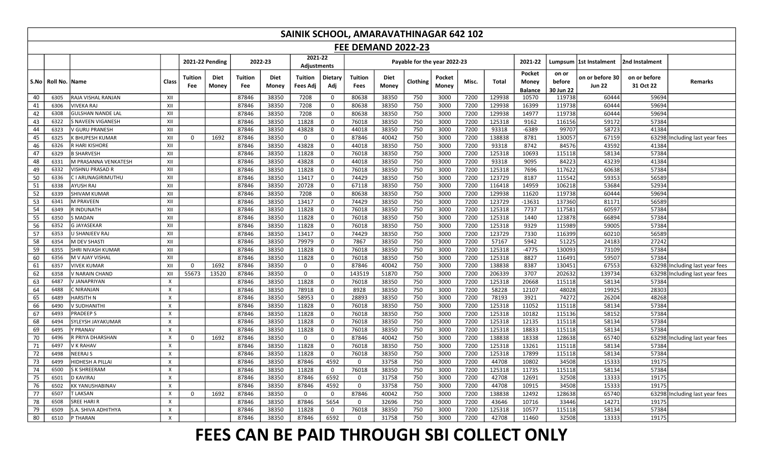# SAINIK SCHOOL, AMARAVATHINAGAR 642 102

## FEE DEMAND 2022-23

| | | | | 2021-22 Pending | | 2022-23 | | 2021-22 Adjustments | | Payable for the year 2022-23 | | | | | | 2021-22 | Lumpsum | 1st Instalment | 2nd Instalment | |
|---|---|---|---|---|---|---|---|---|---|---|---|---|---|---|---|---|---|---|---|---|
| S.No | Roll No. | Name | Class | Tuition Fee | Diet Money | Tuition Fee | Diet Money | Tuition Fees Adj | Dietary Adj | Tuition Fees | Diet Money | Clothing | Pocket Money | Misc. | Total | Pocket Money Balance | on or before 30 Jun 22 | on or before 30 Jun 22 | on or before 31 Oct 22 | Remarks |
| 40 | 6305 | RAJA VISHAL RANJAN | XII | | | 87846 | 38350 | 7208 | 0 | 80638 | 38350 | 750 | 3000 | 7200 | 129938 | 10570 | 119738 | 60444 | 59694 | |
| 41 | 6306 | VIVEKA RAJ | XII | | | 87846 | 38350 | 7208 | 0 | 80638 | 38350 | 750 | 3000 | 7200 | 129938 | 16399 | 119738 | 60444 | 59694 | |
| 42 | 6308 | GULSHAN NANDE LAL | XII | | | 87846 | 38350 | 7208 | 0 | 80638 | 38350 | 750 | 3000 | 7200 | 129938 | 14977 | 119738 | 60444 | 59694 | |
| 43 | 6322 | S NAVEEN VIGANESH | XII | | | 87846 | 38350 | 11828 | 0 | 76018 | 38350 | 750 | 3000 | 7200 | 125318 | 9162 | 116156 | 59172 | 57384 | |
| 44 | 6323 | V GURU PRANESH | XII | | | 87846 | 38350 | 43828 | 0 | 44018 | 38350 | 750 | 3000 | 7200 | 93318 | -6389 | 99707 | 58723 | 41384 | |
| 45 | 6325 | K BHUPESH KUMAR | XII | 0 | 1692 | 87846 | 38350 | 0 | 0 | 87846 | 40042 | 750 | 3000 | 7200 | 138838 | 8781 | 130057 | 67159 | 63298 | Including last year fees |
| 46 | 6326 | R HARI KISHORE | XII | | | 87846 | 38350 | 43828 | 0 | 44018 | 38350 | 750 | 3000 | 7200 | 93318 | 8742 | 84576 | 43592 | 41384 | |
| 47 | 6329 | B SHARVESH | XII | | | 87846 | 38350 | 11828 | 0 | 76018 | 38350 | 750 | 3000 | 7200 | 125318 | 10693 | 115118 | 58134 | 57384 | |
| 48 | 6331 | M PRASANNA VENKATESH | XII | | | 87846 | 38350 | 43828 | 0 | 44018 | 38350 | 750 | 3000 | 7200 | 93318 | 9095 | 84223 | 43239 | 41384 | |
| 49 | 6332 | VISHNU PRASAD R | XII | | | 87846 | 38350 | 11828 | 0 | 76018 | 38350 | 750 | 3000 | 7200 | 125318 | 7696 | 117622 | 60638 | 57384 | |
| 50 | 6336 | C I ARUNAGIRIMUTHU | XII | | | 87846 | 38350 | 13417 | 0 | 74429 | 38350 | 750 | 3000 | 7200 | 123729 | 8187 | 115542 | 59353 | 56589 | |
| 51 | 6338 | AYUSH RAJ | XII | | | 87846 | 38350 | 20728 | 0 | 67118 | 38350 | 750 | 3000 | 7200 | 116418 | 14959 | 106218 | 53684 | 52934 | |
| 52 | 6339 | SHIVAM KUMAR | XII | | | 87846 | 38350 | 7208 | 0 | 80638 | 38350 | 750 | 3000 | 7200 | 129938 | 11620 | 119738 | 60444 | 59694 | |
| 53 | 6341 | M PRAVEEN | XII | | | 87846 | 38350 | 13417 | 0 | 74429 | 38350 | 750 | 3000 | 7200 | 123729 | -13631 | 137360 | 81171 | 56589 | |
| 54 | 6349 | R INDUNATH | XII | | | 87846 | 38350 | 11828 | 0 | 76018 | 38350 | 750 | 3000 | 7200 | 125318 | 7737 | 117581 | 60597 | 57384 | |
| 55 | 6350 | S MADAN | XII | | | 87846 | 38350 | 11828 | 0 | 76018 | 38350 | 750 | 3000 | 7200 | 125318 | 1440 | 123878 | 66894 | 57384 | |
| 56 | 6352 | G JAYASEKAR | XII | | | 87846 | 38350 | 11828 | 0 | 76018 | 38350 | 750 | 3000 | 7200 | 125318 | 9329 | 115989 | 59005 | 57384 | |
| 57 | 6353 | U SHANJEEV RAJ | XII | | | 87846 | 38350 | 13417 | 0 | 74429 | 38350 | 750 | 3000 | 7200 | 123729 | 7330 | 116399 | 60210 | 56589 | |
| 58 | 6354 | M DEV SHASTI | XII | | | 87846 | 38350 | 79979 | 0 | 7867 | 38350 | 750 | 3000 | 7200 | 57167 | 5942 | 51225 | 24183 | 27242 | |
| 59 | 6355 | SHRI NIVASH KUMAR | XII | | | 87846 | 38350 | 11828 | 0 | 76018 | 38350 | 750 | 3000 | 7200 | 125318 | -4775 | 130093 | 73109 | 57384 | |
| 60 | 6356 | M V AJAY VISHAL | XII | | | 87846 | 38350 | 11828 | 0 | 76018 | 38350 | 750 | 3000 | 7200 | 125318 | 8827 | 116491 | 59507 | 57384 | |
| 61 | 6357 | VIVEK KUMAR | XII | 0 | 1692 | 87846 | 38350 | 0 | 0 | 87846 | 40042 | 750 | 3000 | 7200 | 138838 | 8387 | 130451 | 67553 | 63298 | Including last year fees |
| 62 | 6358 | V NARAIN CHAND | XII | 55673 | 13520 | 87846 | 38350 | 0 | 0 | 143519 | 51870 | 750 | 3000 | 7200 | 206339 | 3707 | 202632 | 139734 | 63298 | Including last year fees |
| 63 | 6487 | V JANAPRIYAN | X | | | 87846 | 38350 | 11828 | 0 | 76018 | 38350 | 750 | 3000 | 7200 | 125318 | 20668 | 115118 | 58134 | 57384 | |
| 64 | 6488 | C NIRANJAN | X | | | 87846 | 38350 | 78918 | 0 | 8928 | 38350 | 750 | 3000 | 7200 | 58228 | 12107 | 48028 | 19925 | 28303 | |
| 65 | 6489 | HARSITH N | X | | | 87846 | 38350 | 58953 | 0 | 28893 | 38350 | 750 | 3000 | 7200 | 78193 | 3921 | 74272 | 26204 | 48268 | |
| 66 | 6490 | V SUDHANITHI | X | | | 87846 | 38350 | 11828 | 0 | 76018 | 38350 | 750 | 3000 | 7200 | 125318 | 11052 | 115118 | 58134 | 57384 | |
| 67 | 6493 | PRADEEP S | X | | | 87846 | 38350 | 11828 | 0 | 76018 | 38350 | 750 | 3000 | 7200 | 125318 | 10182 | 115136 | 58152 | 57384 | |
| 68 | 6494 | SYLEYSH JAYAKUMAR | X | | | 87846 | 38350 | 11828 | 0 | 76018 | 38350 | 750 | 3000 | 7200 | 125318 | 12135 | 115118 | 58134 | 57384 | |
| 69 | 6495 | Y PRANAV | X | | | 87846 | 38350 | 11828 | 0 | 76018 | 38350 | 750 | 3000 | 7200 | 125318 | 18833 | 115118 | 58134 | 57384 | |
| 70 | 6496 | R PRIYA DHARSHAN | X | 0 | 1692 | 87846 | 38350 | 0 | 0 | 87846 | 40042 | 750 | 3000 | 7200 | 138838 | 18338 | 128638 | 65740 | 63298 | Including last year fees |
| 71 | 6497 | V K RAHAV | X | | | 87846 | 38350 | 11828 | 0 | 76018 | 38350 | 750 | 3000 | 7200 | 125318 | 13261 | 115118 | 58134 | 57384 | |
| 72 | 6498 | NEERAJ S | X | | | 87846 | 38350 | 11828 | 0 | 76018 | 38350 | 750 | 3000 | 7200 | 125318 | 17899 | 115118 | 58134 | 57384 | |
| 73 | 6499 | HIDHESH A PILLAI | X | | | 87846 | 38350 | 87846 | 4592 | 0 | 33758 | 750 | 3000 | 7200 | 44708 | 10802 | 34508 | 15333 | 19175 | |
| 74 | 6500 | S K SHREERAM | X | | | 87846 | 38350 | 11828 | 0 | 76018 | 38350 | 750 | 3000 | 7200 | 125318 | 11735 | 115118 | 58134 | 57384 | |
| 75 | 6501 | D KAVIRAJ | X | | | 87846 | 38350 | 87846 | 6592 | 0 | 31758 | 750 | 3000 | 7200 | 42708 | 12691 | 32508 | 13333 | 19175 | |
| 76 | 6502 | KK YANUSHABINAV | X | | | 87846 | 38350 | 87846 | 4592 | 0 | 33758 | 750 | 3000 | 7200 | 44708 | 10915 | 34508 | 15333 | 19175 | |
| 77 | 6507 | T LAKSAN | X | 0 | 1692 | 87846 | 38350 | 0 | 0 | 87846 | 40042 | 750 | 3000 | 7200 | 138838 | 12492 | 128638 | 65740 | 63298 | Including last year fees |
| 78 | 6508 | SREE HARI R | X | | | 87846 | 38350 | 87846 | 5654 | 0 | 32696 | 750 | 3000 | 7200 | 43646 | 10716 | 33446 | 14271 | 19175 | |
| 79 | 6509 | S.A. SHIVA ADHITHYA | X | | | 87846 | 38350 | 11828 | 0 | 76018 | 38350 | 750 | 3000 | 7200 | 125318 | 10577 | 115118 | 58134 | 57384 | |
| 80 | 6510 | P THARAN | X | | | 87846 | 38350 | 87846 | 6592 | 0 | 31758 | 750 | 3000 | 7200 | 42708 | 11460 | 32508 | 13333 | 19175 | |

# FEES CAN BE PAID THROUGH SBI COLLECT ONLY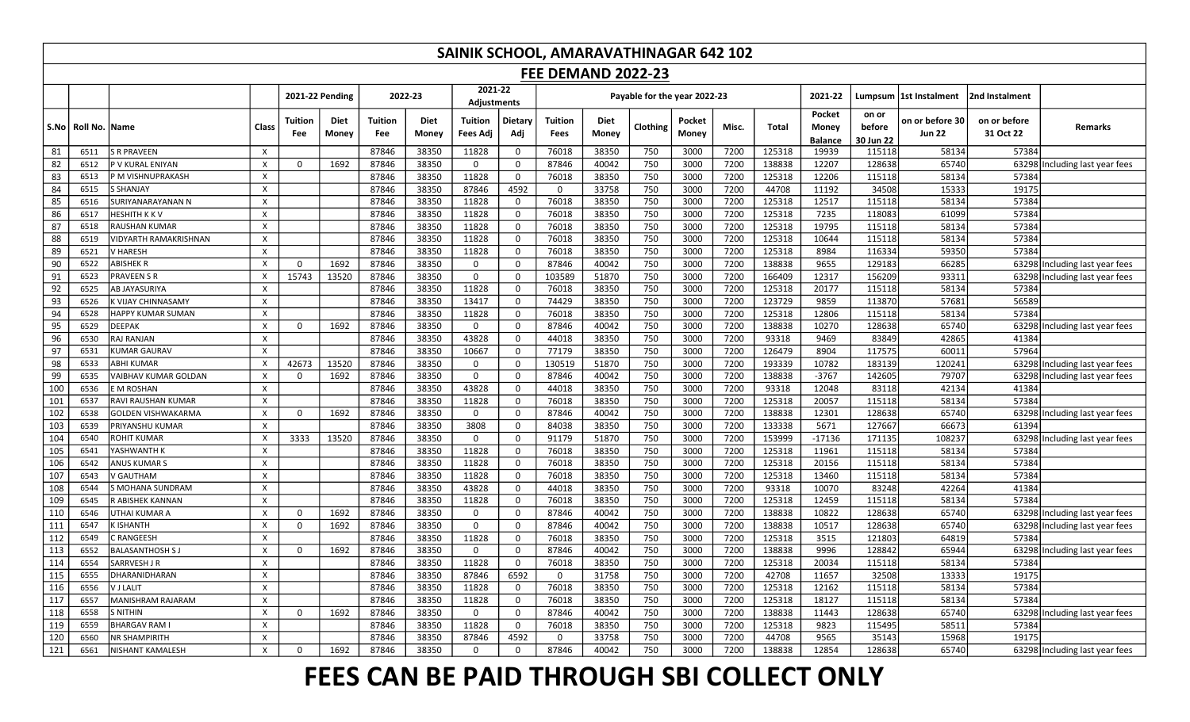# SAINIK SCHOOL, AMARAVATHINAGAR 642 102

## FEE DEMAND 2022-23

| | | | | 2021-22 Pending | | 2022-23 | | 2021-22 Adjustments | | Payable for the year 2022-23 | | | | | | 2021-22 | Lumpsum | 1st Instalment | 2nd Instalment | |
|---|---|---|---|---|---|---|---|---|---|---|---|---|---|---|---|---|---|---|---|---|
| S.No | Roll No. | Name | Class | Tuition Fee | Diet Money | Tuition Fee | Diet Money | Tuition Fees Adj | Dietary Adj | Tuition Fees | Diet Money | Clothing | Pocket Money | Misc. | Total | Pocket Money Balance | on or before 30 Jun 22 | on or before 30 Jun 22 | on or before 31 Oct 22 | Remarks |
| 81 | 6511 | S R PRAVEEN | X | | | 87846 | 38350 | 11828 | 0 | 76018 | 38350 | 750 | 3000 | 7200 | 125318 | 19939 | 115118 | 58134 | 57384 | |
| 82 | 6512 | P V KURAL ENIYAN | X | 0 | 1692 | 87846 | 38350 | 0 | 0 | 87846 | 40042 | 750 | 3000 | 7200 | 138838 | 12207 | 128638 | 65740 | 63298 | Including last year fees |
| 83 | 6513 | P M VISHNUPRAKASH | X | | | 87846 | 38350 | 11828 | 0 | 76018 | 38350 | 750 | 3000 | 7200 | 125318 | 12206 | 115118 | 58134 | 57384 | |
| 84 | 6515 | S SHANJAY | X | | | 87846 | 38350 | 87846 | 4592 | 0 | 33758 | 750 | 3000 | 7200 | 44708 | 11192 | 34508 | 15333 | 19175 | |
| 85 | 6516 | SURIYANARAYANAN N | X | | | 87846 | 38350 | 11828 | 0 | 76018 | 38350 | 750 | 3000 | 7200 | 125318 | 12517 | 115118 | 58134 | 57384 | |
| 86 | 6517 | HESHITH K K V | X | | | 87846 | 38350 | 11828 | 0 | 76018 | 38350 | 750 | 3000 | 7200 | 125318 | 7235 | 118083 | 61099 | 57384 | |
| 87 | 6518 | RAUSHAN KUMAR | X | | | 87846 | 38350 | 11828 | 0 | 76018 | 38350 | 750 | 3000 | 7200 | 125318 | 19795 | 115118 | 58134 | 57384 | |
| 88 | 6519 | VIDYARTH RAMAKRISHNAN | X | | | 87846 | 38350 | 11828 | 0 | 76018 | 38350 | 750 | 3000 | 7200 | 125318 | 10644 | 115118 | 58134 | 57384 | |
| 89 | 6521 | V HARESH | X | | | 87846 | 38350 | 11828 | 0 | 76018 | 38350 | 750 | 3000 | 7200 | 125318 | 8984 | 116334 | 59350 | 57384 | |
| 90 | 6522 | ABISHEK R | X | 0 | 1692 | 87846 | 38350 | 0 | 0 | 87846 | 40042 | 750 | 3000 | 7200 | 138838 | 9655 | 129183 | 66285 | 63298 | Including last year fees |
| 91 | 6523 | PRAVEEN S R | X | 15743 | 13520 | 87846 | 38350 | 0 | 0 | 103589 | 51870 | 750 | 3000 | 7200 | 166409 | 12317 | 156209 | 93311 | 63298 | Including last year fees |
| 92 | 6525 | AB JAYASURIYA | X | | | 87846 | 38350 | 11828 | 0 | 76018 | 38350 | 750 | 3000 | 7200 | 125318 | 20177 | 115118 | 58134 | 57384 | |
| 93 | 6526 | K VIJAY CHINNASAMY | X | | | 87846 | 38350 | 13417 | 0 | 74429 | 38350 | 750 | 3000 | 7200 | 123729 | 9859 | 113870 | 57681 | 56589 | |
| 94 | 6528 | HAPPY KUMAR SUMAN | X | | | 87846 | 38350 | 11828 | 0 | 76018 | 38350 | 750 | 3000 | 7200 | 125318 | 12806 | 115118 | 58134 | 57384 | |
| 95 | 6529 | DEEPAK | X | 0 | 1692 | 87846 | 38350 | 0 | 0 | 87846 | 40042 | 750 | 3000 | 7200 | 138838 | 10270 | 128638 | 65740 | 63298 | Including last year fees |
| 96 | 6530 | RAJ RANJAN | X | | | 87846 | 38350 | 43828 | 0 | 44018 | 38350 | 750 | 3000 | 7200 | 93318 | 9469 | 83849 | 42865 | 41384 | |
| 97 | 6531 | KUMAR GAURAV | X | | | 87846 | 38350 | 10667 | 0 | 77179 | 38350 | 750 | 3000 | 7200 | 126479 | 8904 | 117575 | 60011 | 57964 | |
| 98 | 6533 | ABHI KUMAR | X | 42673 | 13520 | 87846 | 38350 | 0 | 0 | 130519 | 51870 | 750 | 3000 | 7200 | 193339 | 10782 | 183139 | 120241 | 63298 | Including last year fees |
| 99 | 6535 | VAIBHAV KUMAR GOLDAN | X | 0 | 1692 | 87846 | 38350 | 0 | 0 | 87846 | 40042 | 750 | 3000 | 7200 | 138838 | -3767 | 142605 | 79707 | 63298 | Including last year fees |
| 100 | 6536 | E M ROSHAN | X | | | 87846 | 38350 | 43828 | 0 | 44018 | 38350 | 750 | 3000 | 7200 | 93318 | 12048 | 83118 | 42134 | 41384 | |
| 101 | 6537 | RAVI RAUSHAN KUMAR | X | | | 87846 | 38350 | 11828 | 0 | 76018 | 38350 | 750 | 3000 | 7200 | 125318 | 20057 | 115118 | 58134 | 57384 | |
| 102 | 6538 | GOLDEN VISHWAKARMA | X | 0 | 1692 | 87846 | 38350 | 0 | 0 | 87846 | 40042 | 750 | 3000 | 7200 | 138838 | 12301 | 128638 | 65740 | 63298 | Including last year fees |
| 103 | 6539 | PRIYANSHU KUMAR | X | | | 87846 | 38350 | 3808 | 0 | 84038 | 38350 | 750 | 3000 | 7200 | 133338 | 5671 | 127667 | 66673 | 61394 | |
| 104 | 6540 | ROHIT KUMAR | X | 3333 | 13520 | 87846 | 38350 | 0 | 0 | 91179 | 51870 | 750 | 3000 | 7200 | 153999 | -17136 | 171135 | 108237 | 63298 | Including last year fees |
| 105 | 6541 | YASHWANTH K | X | | | 87846 | 38350 | 11828 | 0 | 76018 | 38350 | 750 | 3000 | 7200 | 125318 | 11961 | 115118 | 58134 | 57384 | |
| 106 | 6542 | ANUS KUMAR S | X | | | 87846 | 38350 | 11828 | 0 | 76018 | 38350 | 750 | 3000 | 7200 | 125318 | 20156 | 115118 | 58134 | 57384 | |
| 107 | 6543 | V GAUTHAM | X | | | 87846 | 38350 | 11828 | 0 | 76018 | 38350 | 750 | 3000 | 7200 | 125318 | 13460 | 115118 | 58134 | 57384 | |
| 108 | 6544 | S MOHANA SUNDRAM | X | | | 87846 | 38350 | 43828 | 0 | 44018 | 38350 | 750 | 3000 | 7200 | 93318 | 10070 | 83248 | 42264 | 41384 | |
| 109 | 6545 | R ABISHEK KANNAN | X | | | 87846 | 38350 | 11828 | 0 | 76018 | 38350 | 750 | 3000 | 7200 | 125318 | 12459 | 115118 | 58134 | 57384 | |
| 110 | 6546 | UTHAI KUMAR A | X | 0 | 1692 | 87846 | 38350 | 0 | 0 | 87846 | 40042 | 750 | 3000 | 7200 | 138838 | 10822 | 128638 | 65740 | 63298 | Including last year fees |
| 111 | 6547 | K ISHANTH | X | 0 | 1692 | 87846 | 38350 | 0 | 0 | 87846 | 40042 | 750 | 3000 | 7200 | 138838 | 10517 | 128638 | 65740 | 63298 | Including last year fees |
| 112 | 6549 | C RANGEESH | X | | | 87846 | 38350 | 11828 | 0 | 76018 | 38350 | 750 | 3000 | 7200 | 125318 | 3515 | 121803 | 64819 | 57384 | |
| 113 | 6552 | BALASANTHOSH S J | X | 0 | 1692 | 87846 | 38350 | 0 | 0 | 87846 | 40042 | 750 | 3000 | 7200 | 138838 | 9996 | 128842 | 65944 | 63298 | Including last year fees |
| 114 | 6554 | SARRVESH J R | X | | | 87846 | 38350 | 11828 | 0 | 76018 | 38350 | 750 | 3000 | 7200 | 125318 | 20034 | 115118 | 58134 | 57384 | |
| 115 | 6555 | DHARANIDHARAN | X | | | 87846 | 38350 | 87846 | 6592 | 0 | 31758 | 750 | 3000 | 7200 | 42708 | 11657 | 32508 | 13333 | 19175 | |
| 116 | 6556 | V J LALIT | X | | | 87846 | 38350 | 11828 | 0 | 76018 | 38350 | 750 | 3000 | 7200 | 125318 | 12162 | 115118 | 58134 | 57384 | |
| 117 | 6557 | MANISHRAM RAJARAM | X | | | 87846 | 38350 | 11828 | 0 | 76018 | 38350 | 750 | 3000 | 7200 | 125318 | 18127 | 115118 | 58134 | 57384 | |
| 118 | 6558 | S NITHIN | X | 0 | 1692 | 87846 | 38350 | 0 | 0 | 87846 | 40042 | 750 | 3000 | 7200 | 138838 | 11443 | 128638 | 65740 | 63298 | Including last year fees |
| 119 | 6559 | BHARGAV RAM I | X | | | 87846 | 38350 | 11828 | 0 | 76018 | 38350 | 750 | 3000 | 7200 | 125318 | 9823 | 115495 | 58511 | 57384 | |
| 120 | 6560 | NR SHAMPIRITH | X | | | 87846 | 38350 | 87846 | 4592 | 0 | 33758 | 750 | 3000 | 7200 | 44708 | 9565 | 35143 | 15968 | 19175 | |
| 121 | 6561 | NISHANT KAMALESH | X | 0 | 1692 | 87846 | 38350 | 0 | 0 | 87846 | 40042 | 750 | 3000 | 7200 | 138838 | 12854 | 128638 | 65740 | 63298 | Including last year fees |

# FEES CAN BE PAID THROUGH SBI COLLECT ONLY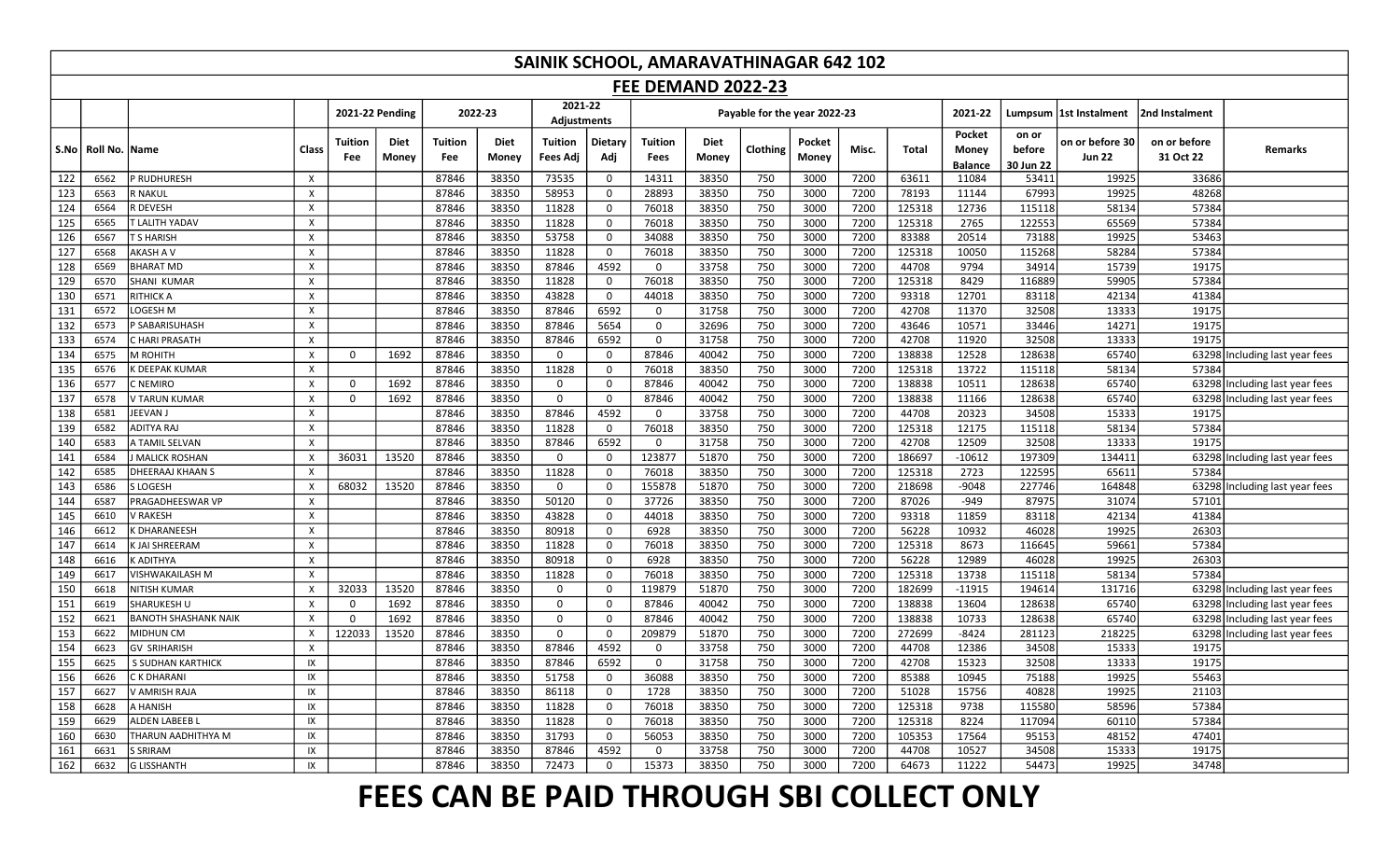# SAINIK SCHOOL, AMARAVATHINAGAR 642 102

## FEE DEMAND 2022-23

| | | | | 2021-22 Pending | | 2022-23 | | 2021-22 Adjustments | | Payable for the year 2022-23 | | | | | | | 2021-22 | Lumpsum | 1st Instalment | 2nd Instalment | |
|---|---|---|---|---|---|---|---|---|---|---|---|---|---|---|---|---|---|---|---|---|---|
| S.No | Roll No. | Name | Class | Tuition Fee | Diet Money | Tuition Fee | Diet Money | Tuition Fees Adj | Dietary Adj | Tuition Fees | Diet Money | Clothing | Pocket Money | Misc. | Total | Pocket Money Balance | on or before 30 Jun 22 | on or before 30 Jun 22 | on or before 31 Oct 22 | Remarks |
| 122 | 6562 | P RUDHURESH | X | | | 87846 | 38350 | 73535 | 0 | 14311 | 38350 | 750 | 3000 | 7200 | 63611 | 11084 | 53411 | 19925 | 33686 | |
| 123 | 6563 | R NAKUL | X | | | 87846 | 38350 | 58953 | 0 | 28893 | 38350 | 750 | 3000 | 7200 | 78193 | 11144 | 67993 | 19925 | 48268 | |
| 124 | 6564 | R DEVESH | X | | | 87846 | 38350 | 11828 | 0 | 76018 | 38350 | 750 | 3000 | 7200 | 125318 | 12736 | 115118 | 58134 | 57384 | |
| 125 | 6565 | T LALITH YADAV | X | | | 87846 | 38350 | 11828 | 0 | 76018 | 38350 | 750 | 3000 | 7200 | 125318 | 2765 | 122553 | 65569 | 57384 | |
| 126 | 6567 | T S HARISH | X | | | 87846 | 38350 | 53758 | 0 | 34088 | 38350 | 750 | 3000 | 7200 | 83388 | 20514 | 73188 | 19925 | 53463 | |
| 127 | 6568 | AKASH A V | X | | | 87846 | 38350 | 11828 | 0 | 76018 | 38350 | 750 | 3000 | 7200 | 125318 | 10050 | 115268 | 58284 | 57384 | |
| 128 | 6569 | BHARAT MD | X | | | 87846 | 38350 | 87846 | 4592 | 0 | 33758 | 750 | 3000 | 7200 | 44708 | 9794 | 34914 | 15739 | 19175 | |
| 129 | 6570 | SHANI KUMAR | X | | | 87846 | 38350 | 11828 | 0 | 76018 | 38350 | 750 | 3000 | 7200 | 125318 | 8429 | 116889 | 59905 | 57384 | |
| 130 | 6571 | RITHICK A | X | | | 87846 | 38350 | 43828 | 0 | 44018 | 38350 | 750 | 3000 | 7200 | 93318 | 12701 | 83118 | 42134 | 41384 | |
| 131 | 6572 | LOGESH M | X | | | 87846 | 38350 | 87846 | 6592 | 0 | 31758 | 750 | 3000 | 7200 | 42708 | 11370 | 32508 | 13333 | 19175 | |
| 132 | 6573 | P SABARISUHASH | X | | | 87846 | 38350 | 87846 | 5654 | 0 | 32696 | 750 | 3000 | 7200 | 43646 | 10571 | 33446 | 14271 | 19175 | |
| 133 | 6574 | C HARI PRASATH | X | | | 87846 | 38350 | 87846 | 6592 | 0 | 31758 | 750 | 3000 | 7200 | 42708 | 11920 | 32508 | 13333 | 19175 | |
| 134 | 6575 | M ROHITH | X | 0 | 1692 | 87846 | 38350 | 0 | 0 | 87846 | 40042 | 750 | 3000 | 7200 | 138838 | 12528 | 128638 | 65740 | 63298 | Including last year fees |
| 135 | 6576 | K DEEPAK KUMAR | X | | | 87846 | 38350 | 11828 | 0 | 76018 | 38350 | 750 | 3000 | 7200 | 125318 | 13722 | 115118 | 58134 | 57384 | |
| 136 | 6577 | C NEMIRO | X | 0 | 1692 | 87846 | 38350 | 0 | 0 | 87846 | 40042 | 750 | 3000 | 7200 | 138838 | 10511 | 128638 | 65740 | 63298 | Including last year fees |
| 137 | 6578 | V TARUN KUMAR | X | 0 | 1692 | 87846 | 38350 | 0 | 0 | 87846 | 40042 | 750 | 3000 | 7200 | 138838 | 11166 | 128638 | 65740 | 63298 | Including last year fees |
| 138 | 6581 | JEEVAN J | X | | | 87846 | 38350 | 87846 | 4592 | 0 | 33758 | 750 | 3000 | 7200 | 44708 | 20323 | 34508 | 15333 | 19175 | |
| 139 | 6582 | ADITYA RAJ | X | | | 87846 | 38350 | 11828 | 0 | 76018 | 38350 | 750 | 3000 | 7200 | 125318 | 12175 | 115118 | 58134 | 57384 | |
| 140 | 6583 | A TAMIL SELVAN | X | | | 87846 | 38350 | 87846 | 6592 | 0 | 31758 | 750 | 3000 | 7200 | 42708 | 12509 | 32508 | 13333 | 19175 | |
| 141 | 6584 | J MALICK ROSHAN | X | 36031 | 13520 | 87846 | 38350 | 0 | 0 | 123877 | 51870 | 750 | 3000 | 7200 | 186697 | -10612 | 197309 | 134411 | 63298 | Including last year fees |
| 142 | 6585 | DHEERAAJ KHAAN S | X | | | 87846 | 38350 | 11828 | 0 | 76018 | 38350 | 750 | 3000 | 7200 | 125318 | 2723 | 122595 | 65611 | 57384 | |
| 143 | 6586 | S LOGESH | X | 68032 | 13520 | 87846 | 38350 | 0 | 0 | 155878 | 51870 | 750 | 3000 | 7200 | 218698 | -9048 | 227746 | 164848 | 63298 | Including last year fees |
| 144 | 6587 | PRAGADHEESWAR VP | X | | | 87846 | 38350 | 50120 | 0 | 37726 | 38350 | 750 | 3000 | 7200 | 87026 | -949 | 87975 | 31074 | 57101 | |
| 145 | 6610 | V RAKESH | X | | | 87846 | 38350 | 43828 | 0 | 44018 | 38350 | 750 | 3000 | 7200 | 93318 | 11859 | 83118 | 42134 | 41384 | |
| 146 | 6612 | K DHARANEESH | X | | | 87846 | 38350 | 80918 | 0 | 6928 | 38350 | 750 | 3000 | 7200 | 56228 | 10932 | 46028 | 19925 | 26303 | |
| 147 | 6614 | K JAI SHREERAM | X | | | 87846 | 38350 | 11828 | 0 | 76018 | 38350 | 750 | 3000 | 7200 | 125318 | 8673 | 116645 | 59661 | 57384 | |
| 148 | 6616 | K ADITHYA | X | | | 87846 | 38350 | 80918 | 0 | 6928 | 38350 | 750 | 3000 | 7200 | 56228 | 12989 | 46028 | 19925 | 26303 | |
| 149 | 6617 | VISHWAKAILASH M | X | | | 87846 | 38350 | 11828 | 0 | 76018 | 38350 | 750 | 3000 | 7200 | 125318 | 13738 | 115118 | 58134 | 57384 | |
| 150 | 6618 | NITISH KUMAR | X | 32033 | 13520 | 87846 | 38350 | 0 | 0 | 119879 | 51870 | 750 | 3000 | 7200 | 182699 | -11915 | 194614 | 131716 | 63298 | Including last year fees |
| 151 | 6619 | SHARUKESH U | X | 0 | 1692 | 87846 | 38350 | 0 | 0 | 87846 | 40042 | 750 | 3000 | 7200 | 138838 | 13604 | 128638 | 65740 | 63298 | Including last year fees |
| 152 | 6621 | BANOTH SHASHANK NAIK | X | 0 | 1692 | 87846 | 38350 | 0 | 0 | 87846 | 40042 | 750 | 3000 | 7200 | 138838 | 10733 | 128638 | 65740 | 63298 | Including last year fees |
| 153 | 6622 | MIDHUN CM | X | 122033 | 13520 | 87846 | 38350 | 0 | 0 | 209879 | 51870 | 750 | 3000 | 7200 | 272699 | -8424 | 281123 | 218225 | 63298 | Including last year fees |
| 154 | 6623 | GV SRIHARISH | X | | | 87846 | 38350 | 87846 | 4592 | 0 | 33758 | 750 | 3000 | 7200 | 44708 | 12386 | 34508 | 15333 | 19175 | |
| 155 | 6625 | S SUDHAN KARTHICK | IX | | | 87846 | 38350 | 87846 | 6592 | 0 | 31758 | 750 | 3000 | 7200 | 42708 | 15323 | 32508 | 13333 | 19175 | |
| 156 | 6626 | C K DHARANI | IX | | | 87846 | 38350 | 51758 | 0 | 36088 | 38350 | 750 | 3000 | 7200 | 85388 | 10945 | 75188 | 19925 | 55463 | |
| 157 | 6627 | V AMRISH RAJA | IX | | | 87846 | 38350 | 86118 | 0 | 1728 | 38350 | 750 | 3000 | 7200 | 51028 | 15756 | 40828 | 19925 | 21103 | |
| 158 | 6628 | A HANISH | IX | | | 87846 | 38350 | 11828 | 0 | 76018 | 38350 | 750 | 3000 | 7200 | 125318 | 9738 | 115580 | 58596 | 57384 | |
| 159 | 6629 | ALDEN LABEEB L | IX | | | 87846 | 38350 | 11828 | 0 | 76018 | 38350 | 750 | 3000 | 7200 | 125318 | 8224 | 117094 | 60110 | 57384 | |
| 160 | 6630 | THARUN AADHITHYA M | IX | | | 87846 | 38350 | 31793 | 0 | 56053 | 38350 | 750 | 3000 | 7200 | 105353 | 17564 | 95153 | 48152 | 47401 | |
| 161 | 6631 | S SRIRAM | IX | | | 87846 | 38350 | 87846 | 4592 | 0 | 33758 | 750 | 3000 | 7200 | 44708 | 10527 | 34508 | 15333 | 19175 | |
| 162 | 6632 | G LISSHANTH | IX | | | 87846 | 38350 | 72473 | 0 | 15373 | 38350 | 750 | 3000 | 7200 | 64673 | 11222 | 54473 | 19925 | 34748 | |

# FEES CAN BE PAID THROUGH SBI COLLECT ONLY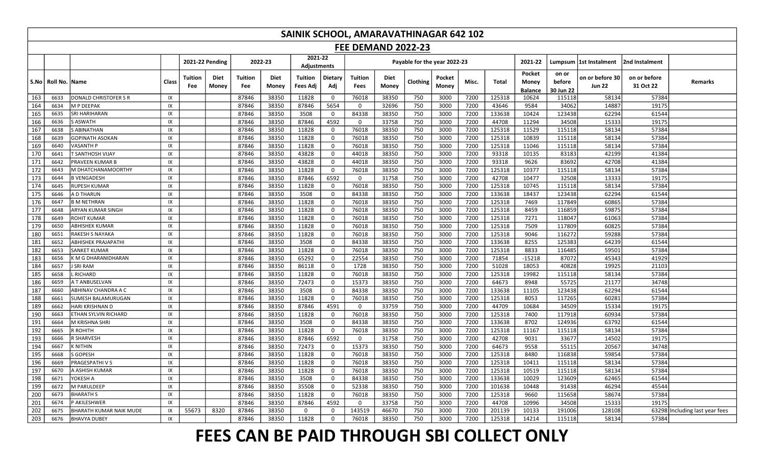# SAINIK SCHOOL, AMARAVATHINAGAR 642 102

## FEE DEMAND 2022-23

| | | | | 2021-22 Pending | | 2022-23 | | 2021-22 Adjustments | | Payable for the year 2022-23 | | | | | | 2021-22 | Lumpsum | 1st Instalment | 2nd Instalment | |
|---|---|---|---|---|---|---|---|---|---|---|---|---|---|---|---|---|---|---|---|---|
| S.No | Roll No. | Name | Class | Tuition Fee | Diet Money | Tuition Fee | Diet Money | Tuition Fees Adj | Dietary Adj | Tuition Fees | Diet Money | Clothing | Pocket Money | Misc. | Total | Pocket Money Balance | on or before 30 Jun 22 | on or before 30 Jun 22 | on or before 31 Oct 22 | Remarks |
| 163 | 6633 | DONALD CHRISTOFER S R | IX | | | 87846 | 38350 | 11828 | 0 | 76018 | 38350 | 750 | 3000 | 7200 | 125318 | 10624 | 115118 | 58134 | 57384 | |
| 164 | 6634 | M P DEEPAK | IX | | | 87846 | 38350 | 87846 | 5654 | 0 | 32696 | 750 | 3000 | 7200 | 43646 | 9584 | 34062 | 14887 | 19175 | |
| 165 | 6635 | SRI HARIHARAN | IX | | | 87846 | 38350 | 3508 | 0 | 84338 | 38350 | 750 | 3000 | 7200 | 133638 | 10424 | 123438 | 62294 | 61544 | |
| 166 | 6636 | S ASWATH | IX | | | 87846 | 38350 | 87846 | 4592 | 0 | 33758 | 750 | 3000 | 7200 | 44708 | 11294 | 34508 | 15333 | 19175 | |
| 167 | 6638 | S ABINATHAN | IX | | | 87846 | 38350 | 11828 | 0 | 76018 | 38350 | 750 | 3000 | 7200 | 125318 | 11529 | 115118 | 58134 | 57384 | |
| 168 | 6639 | GOPINATH ASOKAN | IX | | | 87846 | 38350 | 11828 | 0 | 76018 | 38350 | 750 | 3000 | 7200 | 125318 | 10839 | 115118 | 58134 | 57384 | |
| 169 | 6640 | VASANTH P | IX | | | 87846 | 38350 | 11828 | 0 | 76018 | 38350 | 750 | 3000 | 7200 | 125318 | 11046 | 115118 | 58134 | 57384 | |
| 170 | 6641 | T SANTHOSH VIJAY | IX | | | 87846 | 38350 | 43828 | 0 | 44018 | 38350 | 750 | 3000 | 7200 | 93318 | 10135 | 83183 | 42199 | 41384 | |
| 171 | 6642 | PRAVEEN KUMAR B | IX | | | 87846 | 38350 | 43828 | 0 | 44018 | 38350 | 750 | 3000 | 7200 | 93318 | 9626 | 83692 | 42708 | 41384 | |
| 172 | 6643 | M DHATCHANAMOORTHY | IX | | | 87846 | 38350 | 11828 | 0 | 76018 | 38350 | 750 | 3000 | 7200 | 125318 | 10377 | 115118 | 58134 | 57384 | |
| 173 | 6644 | B VENGADESH | IX | | | 87846 | 38350 | 87846 | 6592 | 0 | 31758 | 750 | 3000 | 7200 | 42708 | 10477 | 32508 | 13333 | 19175 | |
| 174 | 6645 | RUPESH KUMAR | IX | | | 87846 | 38350 | 11828 | 0 | 76018 | 38350 | 750 | 3000 | 7200 | 125318 | 10745 | 115118 | 58134 | 57384 | |
| 175 | 6646 | A D THARUN | IX | | | 87846 | 38350 | 3508 | 0 | 84338 | 38350 | 750 | 3000 | 7200 | 133638 | 18437 | 123438 | 62294 | 61544 | |
| 176 | 6647 | B M NETHRAN | IX | | | 87846 | 38350 | 11828 | 0 | 76018 | 38350 | 750 | 3000 | 7200 | 125318 | 7469 | 117849 | 60865 | 57384 | |
| 177 | 6648 | ARYAN KUMAR SINGH | IX | | | 87846 | 38350 | 11828 | 0 | 76018 | 38350 | 750 | 3000 | 7200 | 125318 | 8459 | 116859 | 59875 | 57384 | |
| 178 | 6649 | ROHIT KUMAR | IX | | | 87846 | 38350 | 11828 | 0 | 76018 | 38350 | 750 | 3000 | 7200 | 125318 | 7271 | 118047 | 61063 | 57384 | |
| 179 | 6650 | ABHISHEK KUMAR | IX | | | 87846 | 38350 | 11828 | 0 | 76018 | 38350 | 750 | 3000 | 7200 | 125318 | 7509 | 117809 | 60825 | 57384 | |
| 180 | 6651 | RAKESH S NAYAKA | IX | | | 87846 | 38350 | 11828 | 0 | 76018 | 38350 | 750 | 3000 | 7200 | 125318 | 9046 | 116272 | 59288 | 57384 | |
| 181 | 6652 | ABHISHEK PRAJAPATHI | IX | | | 87846 | 38350 | 3508 | 0 | 84338 | 38350 | 750 | 3000 | 7200 | 133638 | 8255 | 125383 | 64239 | 61544 | |
| 182 | 6653 | SANKET KUMAR | IX | | | 87846 | 38350 | 11828 | 0 | 76018 | 38350 | 750 | 3000 | 7200 | 125318 | 8833 | 116485 | 59501 | 57384 | |
| 183 | 6656 | K M G DHARANIDHARAN | IX | | | 87846 | 38350 | 65292 | 0 | 22554 | 38350 | 750 | 3000 | 7200 | 71854 | -15218 | 87072 | 45343 | 41929 | |
| 184 | 6657 | J SRI RAM | IX | | | 87846 | 38350 | 86118 | 0 | 1728 | 38350 | 750 | 3000 | 7200 | 51028 | 18053 | 40828 | 19925 | 21103 | |
| 185 | 6658 | L RICHARD | IX | | | 87846 | 38350 | 11828 | 0 | 76018 | 38350 | 750 | 3000 | 7200 | 125318 | 19982 | 115118 | 58134 | 57384 | |
| 186 | 6659 | A T ANBUSELVAN | IX | | | 87846 | 38350 | 72473 | 0 | 15373 | 38350 | 750 | 3000 | 7200 | 64673 | 8948 | 55725 | 21177 | 34748 | |
| 187 | 6660 | ABHINAV CHANDRA A C | IX | | | 87846 | 38350 | 3508 | 0 | 84338 | 38350 | 750 | 3000 | 7200 | 133638 | 11105 | 123438 | 62294 | 61544 | |
| 188 | 6661 | SUMESH BALAMURUGAN | IX | | | 87846 | 38350 | 11828 | 0 | 76018 | 38350 | 750 | 3000 | 7200 | 125318 | 8053 | 117265 | 60281 | 57384 | |
| 189 | 6662 | HARI KRISHNAN D | IX | | | 87846 | 38350 | 87846 | 4591 | 0 | 33759 | 750 | 3000 | 7200 | 44709 | 10684 | 34509 | 15334 | 19175 | |
| 190 | 6663 | ETHAN SYLVIN RICHARD | IX | | | 87846 | 38350 | 11828 | 0 | 76018 | 38350 | 750 | 3000 | 7200 | 125318 | 7400 | 117918 | 60934 | 57384 | |
| 191 | 6664 | M KRISHNA SHRI | IX | | | 87846 | 38350 | 3508 | 0 | 84338 | 38350 | 750 | 3000 | 7200 | 133638 | 8702 | 124936 | 63792 | 61544 | |
| 192 | 6665 | R ROHITH | IX | | | 87846 | 38350 | 11828 | 0 | 76018 | 38350 | 750 | 3000 | 7200 | 125318 | 11167 | 115118 | 58134 | 57384 | |
| 193 | 6666 | R SHARVESH | IX | | | 87846 | 38350 | 87846 | 6592 | 0 | 31758 | 750 | 3000 | 7200 | 42708 | 9031 | 33677 | 14502 | 19175 | |
| 194 | 6667 | K NITHIN | IX | | | 87846 | 38350 | 72473 | 0 | 15373 | 38350 | 750 | 3000 | 7200 | 64673 | 9558 | 55115 | 20567 | 34748 | |
| 195 | 6668 | S GOPESH | IX | | | 87846 | 38350 | 11828 | 0 | 76018 | 38350 | 750 | 3000 | 7200 | 125318 | 8480 | 116838 | 59854 | 57384 | |
| 196 | 6669 | PRAGESPATHI V S | IX | | | 87846 | 38350 | 11828 | 0 | 76018 | 38350 | 750 | 3000 | 7200 | 125318 | 10411 | 115118 | 58134 | 57384 | |
| 197 | 6670 | A ASHISH KUMAR | IX | | | 87846 | 38350 | 11828 | 0 | 76018 | 38350 | 750 | 3000 | 7200 | 125318 | 10519 | 115118 | 58134 | 57384 | |
| 198 | 6671 | YOKESH A | IX | | | 87846 | 38350 | 3508 | 0 | 84338 | 38350 | 750 | 3000 | 7200 | 133638 | 10029 | 123609 | 62465 | 61544 | |
| 199 | 6672 | M PARULDEEP | IX | | | 87846 | 38350 | 35508 | 0 | 52338 | 38350 | 750 | 3000 | 7200 | 101638 | 10448 | 91438 | 46294 | 45544 | |
| 200 | 6673 | BHARATH S | IX | | | 87846 | 38350 | 11828 | 0 | 76018 | 38350 | 750 | 3000 | 7200 | 125318 | 9660 | 115658 | 58674 | 57384 | |
| 201 | 6674 | P AKILESHWER | IX | | | 87846 | 38350 | 87846 | 4592 | 0 | 33758 | 750 | 3000 | 7200 | 44708 | 10996 | 34508 | 15333 | 19175 | |
| 202 | 6675 | BHARATH KUMAR NAIK MUDE | IX | 55673 | 8320 | 87846 | 38350 | 0 | 0 | 143519 | 46670 | 750 | 3000 | 7200 | 201139 | 10133 | 191006 | 128108 | 63298 | Including last year fees |
| 203 | 6676 | BHAVYA DUBEY | IX | | | 87846 | 38350 | 11828 | 0 | 76018 | 38350 | 750 | 3000 | 7200 | 125318 | 14214 | 115118 | 58134 | 57384 | |

# FEES CAN BE PAID THROUGH SBI COLLECT ONLY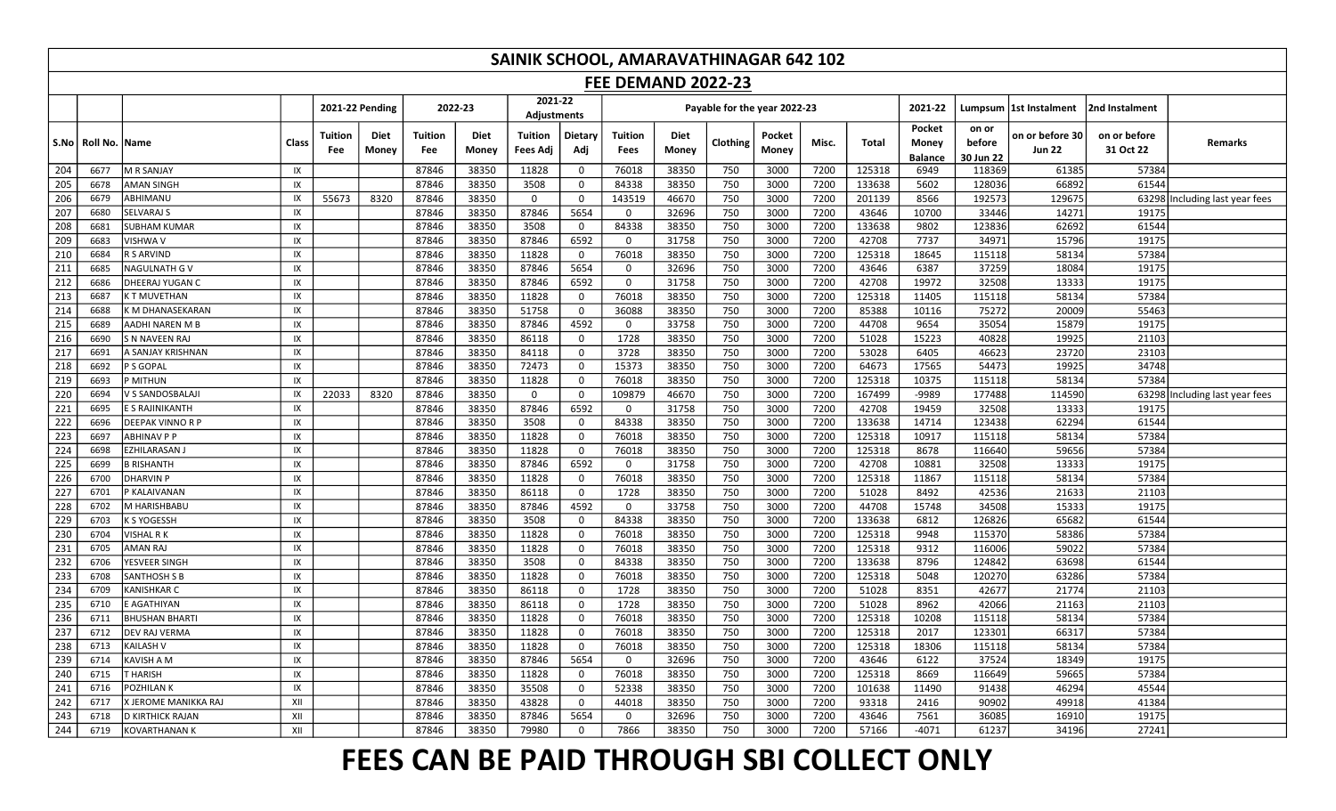# SAINIK SCHOOL, AMARAVATHINAGAR 642 102

## FEE DEMAND 2022-23

| | | | | 2021-22 Pending | | 2022-23 | | 2021-22 Adjustments | | Payable for the year 2022-23 | | | | | | 2021-22 | Lumpsum | 1st Instalment | 2nd Instalment | |
|---|---|---|---|---|---|---|---|---|---|---|---|---|---|---|---|---|---|---|---|---|
| S.No | Roll No. | Name | Class | Tuition Fee | Diet Money | Tuition Fee | Diet Money | Tuition Fees Adj | Dietary Adj | Tuition Fees | Diet Money | Clothing | Pocket Money | Misc. | Total | Pocket Money Balance | on or before 30 Jun 22 | on or before 30 Jun 22 | on or before 31 Oct 22 | Remarks |
| 204 | 6677 | M R SANJAY | IX | | | 87846 | 38350 | 11828 | 0 | 76018 | 38350 | 750 | 3000 | 7200 | 125318 | 6949 | 118369 | 61385 | 57384 | |
| 205 | 6678 | AMAN SINGH | IX | | | 87846 | 38350 | 3508 | 0 | 84338 | 38350 | 750 | 3000 | 7200 | 133638 | 5602 | 128036 | 66892 | 61544 | |
| 206 | 6679 | ABHIMANU | IX | 55673 | 8320 | 87846 | 38350 | 0 | 0 | 143519 | 46670 | 750 | 3000 | 7200 | 201139 | 8566 | 192573 | 129675 | 63298 | Including last year fees |
| 207 | 6680 | SELVARAJ S | IX | | | 87846 | 38350 | 87846 | 5654 | 0 | 32696 | 750 | 3000 | 7200 | 43646 | 10700 | 33446 | 14271 | 19175 | |
| 208 | 6681 | SUBHAM KUMAR | IX | | | 87846 | 38350 | 3508 | 0 | 84338 | 38350 | 750 | 3000 | 7200 | 133638 | 9802 | 123836 | 62692 | 61544 | |
| 209 | 6683 | VISHWA V | IX | | | 87846 | 38350 | 87846 | 6592 | 0 | 31758 | 750 | 3000 | 7200 | 42708 | 7737 | 34971 | 15796 | 19175 | |
| 210 | 6684 | R S ARVIND | IX | | | 87846 | 38350 | 11828 | 0 | 76018 | 38350 | 750 | 3000 | 7200 | 125318 | 18645 | 115118 | 58134 | 57384 | |
| 211 | 6685 | NAGULNATH G V | IX | | | 87846 | 38350 | 87846 | 5654 | 0 | 32696 | 750 | 3000 | 7200 | 43646 | 6387 | 37259 | 18084 | 19175 | |
| 212 | 6686 | DHEERAJ YUGAN C | IX | | | 87846 | 38350 | 87846 | 6592 | 0 | 31758 | 750 | 3000 | 7200 | 42708 | 19972 | 32508 | 13333 | 19175 | |
| 213 | 6687 | K T MUVETHAN | IX | | | 87846 | 38350 | 11828 | 0 | 76018 | 38350 | 750 | 3000 | 7200 | 125318 | 11405 | 115118 | 58134 | 57384 | |
| 214 | 6688 | K M DHANASEKARAN | IX | | | 87846 | 38350 | 51758 | 0 | 36088 | 38350 | 750 | 3000 | 7200 | 85388 | 10116 | 75272 | 20009 | 55463 | |
| 215 | 6689 | AADHI NAREN M B | IX | | | 87846 | 38350 | 87846 | 4592 | 0 | 33758 | 750 | 3000 | 7200 | 44708 | 9654 | 35054 | 15879 | 19175 | |
| 216 | 6690 | S N NAVEEN RAJ | IX | | | 87846 | 38350 | 86118 | 0 | 1728 | 38350 | 750 | 3000 | 7200 | 51028 | 15223 | 40828 | 19925 | 21103 | |
| 217 | 6691 | A SANJAY KRISHNAN | IX | | | 87846 | 38350 | 84118 | 0 | 3728 | 38350 | 750 | 3000 | 7200 | 53028 | 6405 | 46623 | 23720 | 23103 | |
| 218 | 6692 | P S GOPAL | IX | | | 87846 | 38350 | 72473 | 0 | 15373 | 38350 | 750 | 3000 | 7200 | 64673 | 17565 | 54473 | 19925 | 34748 | |
| 219 | 6693 | P MITHUN | IX | | | 87846 | 38350 | 11828 | 0 | 76018 | 38350 | 750 | 3000 | 7200 | 125318 | 10375 | 115118 | 58134 | 57384 | |
| 220 | 6694 | V S SANDOSBALAJI | IX | 22033 | 8320 | 87846 | 38350 | 0 | 0 | 109879 | 46670 | 750 | 3000 | 7200 | 167499 | -9989 | 177488 | 114590 | 63298 | Including last year fees |
| 221 | 6695 | E S RAJINIKANTH | IX | | | 87846 | 38350 | 87846 | 6592 | 0 | 31758 | 750 | 3000 | 7200 | 42708 | 19459 | 32508 | 13333 | 19175 | |
| 222 | 6696 | DEEPAK VINNO R P | IX | | | 87846 | 38350 | 3508 | 0 | 84338 | 38350 | 750 | 3000 | 7200 | 133638 | 14714 | 123438 | 62294 | 61544 | |
| 223 | 6697 | ABHINAV P P | IX | | | 87846 | 38350 | 11828 | 0 | 76018 | 38350 | 750 | 3000 | 7200 | 125318 | 10917 | 115118 | 58134 | 57384 | |
| 224 | 6698 | EZHILARASAN J | IX | | | 87846 | 38350 | 11828 | 0 | 76018 | 38350 | 750 | 3000 | 7200 | 125318 | 8678 | 116640 | 59656 | 57384 | |
| 225 | 6699 | B RISHANTH | IX | | | 87846 | 38350 | 87846 | 6592 | 0 | 31758 | 750 | 3000 | 7200 | 42708 | 10881 | 32508 | 13333 | 19175 | |
| 226 | 6700 | DHARVIN P | IX | | | 87846 | 38350 | 11828 | 0 | 76018 | 38350 | 750 | 3000 | 7200 | 125318 | 11867 | 115118 | 58134 | 57384 | |
| 227 | 6701 | P KALAIVANAN | IX | | | 87846 | 38350 | 86118 | 0 | 1728 | 38350 | 750 | 3000 | 7200 | 51028 | 8492 | 42536 | 21633 | 21103 | |
| 228 | 6702 | M HARISHBABU | IX | | | 87846 | 38350 | 87846 | 4592 | 0 | 33758 | 750 | 3000 | 7200 | 44708 | 15748 | 34508 | 15333 | 19175 | |
| 229 | 6703 | K S YOGESSH | IX | | | 87846 | 38350 | 3508 | 0 | 84338 | 38350 | 750 | 3000 | 7200 | 133638 | 6812 | 126826 | 65682 | 61544 | |
| 230 | 6704 | VISHAL R K | IX | | | 87846 | 38350 | 11828 | 0 | 76018 | 38350 | 750 | 3000 | 7200 | 125318 | 9948 | 115370 | 58386 | 57384 | |
| 231 | 6705 | AMAN RAJ | IX | | | 87846 | 38350 | 11828 | 0 | 76018 | 38350 | 750 | 3000 | 7200 | 125318 | 9312 | 116006 | 59022 | 57384 | |
| 232 | 6706 | YESVEER SINGH | IX | | | 87846 | 38350 | 3508 | 0 | 84338 | 38350 | 750 | 3000 | 7200 | 133638 | 8796 | 124842 | 63698 | 61544 | |
| 233 | 6708 | SANTHOSH S B | IX | | | 87846 | 38350 | 11828 | 0 | 76018 | 38350 | 750 | 3000 | 7200 | 125318 | 5048 | 120270 | 63286 | 57384 | |
| 234 | 6709 | KANISHKAR C | IX | | | 87846 | 38350 | 86118 | 0 | 1728 | 38350 | 750 | 3000 | 7200 | 51028 | 8351 | 42677 | 21774 | 21103 | |
| 235 | 6710 | E AGATHIYAN | IX | | | 87846 | 38350 | 86118 | 0 | 1728 | 38350 | 750 | 3000 | 7200 | 51028 | 8962 | 42066 | 21163 | 21103 | |
| 236 | 6711 | BHUSHAN BHARTI | IX | | | 87846 | 38350 | 11828 | 0 | 76018 | 38350 | 750 | 3000 | 7200 | 125318 | 10208 | 115118 | 58134 | 57384 | |
| 237 | 6712 | DEV RAJ VERMA | IX | | | 87846 | 38350 | 11828 | 0 | 76018 | 38350 | 750 | 3000 | 7200 | 125318 | 2017 | 123301 | 66317 | 57384 | |
| 238 | 6713 | KAILASH V | IX | | | 87846 | 38350 | 11828 | 0 | 76018 | 38350 | 750 | 3000 | 7200 | 125318 | 18306 | 115118 | 58134 | 57384 | |
| 239 | 6714 | KAVISH A M | IX | | | 87846 | 38350 | 87846 | 5654 | 0 | 32696 | 750 | 3000 | 7200 | 43646 | 6122 | 37524 | 18349 | 19175 | |
| 240 | 6715 | T HARISH | IX | | | 87846 | 38350 | 11828 | 0 | 76018 | 38350 | 750 | 3000 | 7200 | 125318 | 8669 | 116649 | 59665 | 57384 | |
| 241 | 6716 | POZHILAN K | IX | | | 87846 | 38350 | 35508 | 0 | 52338 | 38350 | 750 | 3000 | 7200 | 101638 | 11490 | 91438 | 46294 | 45544 | |
| 242 | 6717 | X JEROME MANIKKA RAJ | XII | | | 87846 | 38350 | 43828 | 0 | 44018 | 38350 | 750 | 3000 | 7200 | 93318 | 2416 | 90902 | 49918 | 41384 | |
| 243 | 6718 | D KIRTHICK RAJAN | XII | | | 87846 | 38350 | 87846 | 5654 | 0 | 32696 | 750 | 3000 | 7200 | 43646 | 7561 | 36085 | 16910 | 19175 | |
| 244 | 6719 | KOVARTHANAN K | XII | | | 87846 | 38350 | 79980 | 0 | 7866 | 38350 | 750 | 3000 | 7200 | 57166 | -4071 | 61237 | 34196 | 27241 | |

# FEES CAN BE PAID THROUGH SBI COLLECT ONLY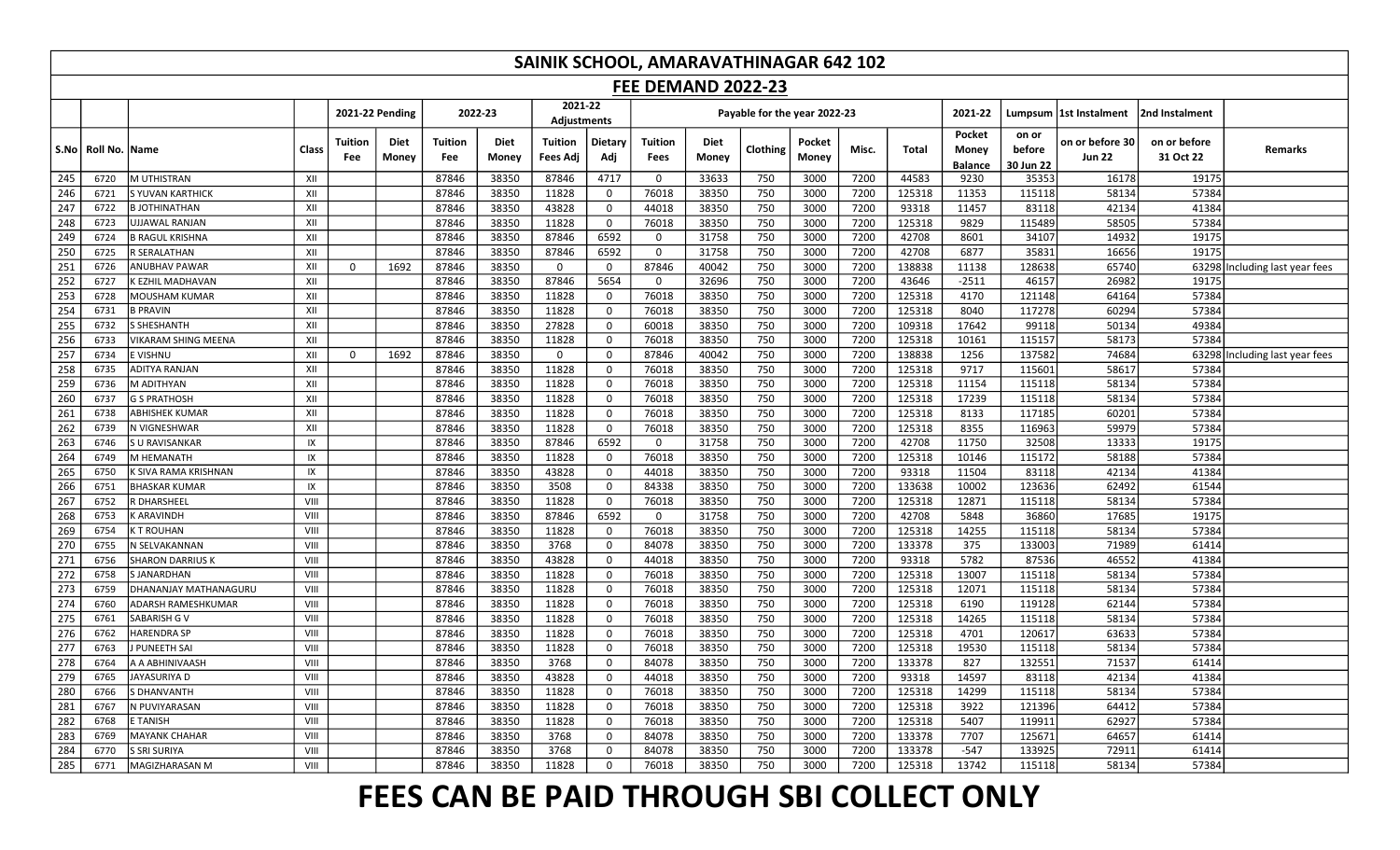# SAINIK SCHOOL, AMARAVATHINAGAR 642 102

## FEE DEMAND 2022-23

| S.No | Roll No. | Name | Class | 2021-22 Pending | | 2022-23 | | 2021-22 Adjustments | | Payable for the year 2022-23 | | | | | | 2021-22 | Lumpsum | 1st Instalment | 2nd Instalment | Remarks |
|---|---|---|---|---|---|---|---|---|---|---|---|---|---|---|---|---|---|---|---|---|
| | | | | Tuition Fee | Diet Money | Tuition Fee | Diet Money | Tuition Fees Adj | Dietary Adj | Tuition Fees | Diet Money | Clothing | Pocket Money | Misc. | Total | Pocket Money Balance | on or before 30 Jun 22 | on or before 30 Jun 22 | on or before 31 Oct 22 | |
| 245 | 6720 | M UTHISTRAN | XII | | | 87846 | 38350 | 87846 | 4717 | 0 | 33633 | 750 | 3000 | 7200 | 44583 | 9230 | 35353 | 16178 | 19175 | |
| 246 | 6721 | S YUVAN KARTHICK | XII | | | 87846 | 38350 | 11828 | 0 | 76018 | 38350 | 750 | 3000 | 7200 | 125318 | 11353 | 115118 | 58134 | 57384 | |
| 247 | 6722 | B JOTHINATHAN | XII | | | 87846 | 38350 | 43828 | 0 | 44018 | 38350 | 750 | 3000 | 7200 | 93318 | 11457 | 83118 | 42134 | 41384 | |
| 248 | 6723 | UJJAWAL RANJAN | XII | | | 87846 | 38350 | 11828 | 0 | 76018 | 38350 | 750 | 3000 | 7200 | 125318 | 9829 | 115489 | 58505 | 57384 | |
| 249 | 6724 | B RAGUL KRISHNA | XII | | | 87846 | 38350 | 87846 | 6592 | 0 | 31758 | 750 | 3000 | 7200 | 42708 | 8601 | 34107 | 14932 | 19175 | |
| 250 | 6725 | R SERALATHAN | XII | | | 87846 | 38350 | 87846 | 6592 | 0 | 31758 | 750 | 3000 | 7200 | 42708 | 6877 | 35831 | 16656 | 19175 | |
| 251 | 6726 | ANUBHAV PAWAR | XII | 0 | 1692 | 87846 | 38350 | 0 | 0 | 87846 | 40042 | 750 | 3000 | 7200 | 138838 | 11138 | 128638 | 65740 | 63298 | Including last year fees |
| 252 | 6727 | K EZHIL MADHAVAN | XII | | | 87846 | 38350 | 87846 | 5654 | 0 | 32696 | 750 | 3000 | 7200 | 43646 | -2511 | 46157 | 26982 | 19175 | |
| 253 | 6728 | MOUSHAM KUMAR | XII | | | 87846 | 38350 | 11828 | 0 | 76018 | 38350 | 750 | 3000 | 7200 | 125318 | 4170 | 121148 | 64164 | 57384 | |
| 254 | 6731 | B PRAVIN | XII | | | 87846 | 38350 | 11828 | 0 | 76018 | 38350 | 750 | 3000 | 7200 | 125318 | 8040 | 117278 | 60294 | 57384 | |
| 255 | 6732 | S SHESHANTH | XII | | | 87846 | 38350 | 27828 | 0 | 60018 | 38350 | 750 | 3000 | 7200 | 109318 | 17642 | 99118 | 50134 | 49384 | |
| 256 | 6733 | VIKARAM SHING MEENA | XII | | | 87846 | 38350 | 11828 | 0 | 76018 | 38350 | 750 | 3000 | 7200 | 125318 | 10161 | 115157 | 58173 | 57384 | |
| 257 | 6734 | E VISHNU | XII | 0 | 1692 | 87846 | 38350 | 0 | 0 | 87846 | 40042 | 750 | 3000 | 7200 | 138838 | 1256 | 137582 | 74684 | 63298 | Including last year fees |
| 258 | 6735 | ADITYA RANJAN | XII | | | 87846 | 38350 | 11828 | 0 | 76018 | 38350 | 750 | 3000 | 7200 | 125318 | 9717 | 115601 | 58617 | 57384 | |
| 259 | 6736 | M ADITHYAN | XII | | | 87846 | 38350 | 11828 | 0 | 76018 | 38350 | 750 | 3000 | 7200 | 125318 | 11154 | 115118 | 58134 | 57384 | |
| 260 | 6737 | G S PRATHOSH | XII | | | 87846 | 38350 | 11828 | 0 | 76018 | 38350 | 750 | 3000 | 7200 | 125318 | 17239 | 115118 | 58134 | 57384 | |
| 261 | 6738 | ABHISHEK KUMAR | XII | | | 87846 | 38350 | 11828 | 0 | 76018 | 38350 | 750 | 3000 | 7200 | 125318 | 8133 | 117185 | 60201 | 57384 | |
| 262 | 6739 | N VIGNESHWAR | XII | | | 87846 | 38350 | 11828 | 0 | 76018 | 38350 | 750 | 3000 | 7200 | 125318 | 8355 | 116963 | 59979 | 57384 | |
| 263 | 6746 | S U RAVISANKAR | IX | | | 87846 | 38350 | 87846 | 6592 | 0 | 31758 | 750 | 3000 | 7200 | 42708 | 11750 | 32508 | 13333 | 19175 | |
| 264 | 6749 | M HEMANATH | IX | | | 87846 | 38350 | 11828 | 0 | 76018 | 38350 | 750 | 3000 | 7200 | 125318 | 10146 | 115172 | 58188 | 57384 | |
| 265 | 6750 | K SIVA RAMA KRISHNAN | IX | | | 87846 | 38350 | 43828 | 0 | 44018 | 38350 | 750 | 3000 | 7200 | 93318 | 11504 | 83118 | 42134 | 41384 | |
| 266 | 6751 | BHASKAR KUMAR | IX | | | 87846 | 38350 | 3508 | 0 | 84338 | 38350 | 750 | 3000 | 7200 | 133638 | 10002 | 123636 | 62492 | 61544 | |
| 267 | 6752 | R DHARSHEEL | VIII | | | 87846 | 38350 | 11828 | 0 | 76018 | 38350 | 750 | 3000 | 7200 | 125318 | 12871 | 115118 | 58134 | 57384 | |
| 268 | 6753 | K ARAVINDH | VIII | | | 87846 | 38350 | 87846 | 6592 | 0 | 31758 | 750 | 3000 | 7200 | 42708 | 5848 | 36860 | 17685 | 19175 | |
| 269 | 6754 | K T ROUHAN | VIII | | | 87846 | 38350 | 11828 | 0 | 76018 | 38350 | 750 | 3000 | 7200 | 125318 | 14255 | 115118 | 58134 | 57384 | |
| 270 | 6755 | N SELVAKANNAN | VIII | | | 87846 | 38350 | 3768 | 0 | 84078 | 38350 | 750 | 3000 | 7200 | 133378 | 375 | 133003 | 71989 | 61414 | |
| 271 | 6756 | SHARON DARRIUS K | VIII | | | 87846 | 38350 | 43828 | 0 | 44018 | 38350 | 750 | 3000 | 7200 | 93318 | 5782 | 87536 | 46552 | 41384 | |
| 272 | 6758 | S JANARDHAN | VIII | | | 87846 | 38350 | 11828 | 0 | 76018 | 38350 | 750 | 3000 | 7200 | 125318 | 13007 | 115118 | 58134 | 57384 | |
| 273 | 6759 | DHANANJAY MATHANAGURU | VIII | | | 87846 | 38350 | 11828 | 0 | 76018 | 38350 | 750 | 3000 | 7200 | 125318 | 12071 | 115118 | 58134 | 57384 | |
| 274 | 6760 | ADARSH RAMESHKUMAR | VIII | | | 87846 | 38350 | 11828 | 0 | 76018 | 38350 | 750 | 3000 | 7200 | 125318 | 6190 | 119128 | 62144 | 57384 | |
| 275 | 6761 | SABARISH G V | VIII | | | 87846 | 38350 | 11828 | 0 | 76018 | 38350 | 750 | 3000 | 7200 | 125318 | 14265 | 115118 | 58134 | 57384 | |
| 276 | 6762 | HARENDRA SP | VIII | | | 87846 | 38350 | 11828 | 0 | 76018 | 38350 | 750 | 3000 | 7200 | 125318 | 4701 | 120617 | 63633 | 57384 | |
| 277 | 6763 | J PUNEETH SAI | VIII | | | 87846 | 38350 | 11828 | 0 | 76018 | 38350 | 750 | 3000 | 7200 | 125318 | 19530 | 115118 | 58134 | 57384 | |
| 278 | 6764 | A A ABHINIVAASH | VIII | | | 87846 | 38350 | 3768 | 0 | 84078 | 38350 | 750 | 3000 | 7200 | 133378 | 827 | 132551 | 71537 | 61414 | |
| 279 | 6765 | JAYASURIYA D | VIII | | | 87846 | 38350 | 43828 | 0 | 44018 | 38350 | 750 | 3000 | 7200 | 93318 | 14597 | 83118 | 42134 | 41384 | |
| 280 | 6766 | S DHANVANTH | VIII | | | 87846 | 38350 | 11828 | 0 | 76018 | 38350 | 750 | 3000 | 7200 | 125318 | 14299 | 115118 | 58134 | 57384 | |
| 281 | 6767 | N PUVIYARASAN | VIII | | | 87846 | 38350 | 11828 | 0 | 76018 | 38350 | 750 | 3000 | 7200 | 125318 | 3922 | 121396 | 64412 | 57384 | |
| 282 | 6768 | E TANISH | VIII | | | 87846 | 38350 | 11828 | 0 | 76018 | 38350 | 750 | 3000 | 7200 | 125318 | 5407 | 119911 | 62927 | 57384 | |
| 283 | 6769 | MAYANK CHAHAR | VIII | | | 87846 | 38350 | 3768 | 0 | 84078 | 38350 | 750 | 3000 | 7200 | 133378 | 7707 | 125671 | 64657 | 61414 | |
| 284 | 6770 | S SRI SURIYA | VIII | | | 87846 | 38350 | 3768 | 0 | 84078 | 38350 | 750 | 3000 | 7200 | 133378 | -547 | 133925 | 72911 | 61414 | |
| 285 | 6771 | MAGIZHARASAN M | VIII | | | 87846 | 38350 | 11828 | 0 | 76018 | 38350 | 750 | 3000 | 7200 | 125318 | 13742 | 115118 | 58134 | 57384 | |

# FEES CAN BE PAID THROUGH SBI COLLECT ONLY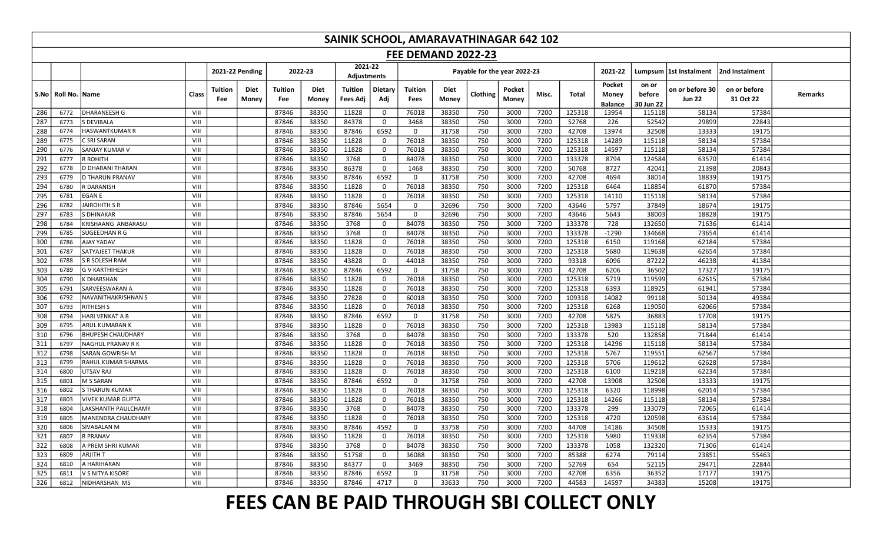# SAINIK SCHOOL, AMARAVATHINAGAR 642 102

## FEE DEMAND 2022-23

| S.No | Roll No. | Name | Class | 2021-22 Pending | | 2022-23 | | 2021-22 Adjustments | | Payable for the year 2022-23 | | | | | | 2021-22 | Lumpsum | 1st Instalment | 2nd Instalment | Remarks |
|---|---|---|---|---|---|---|---|---|---|---|---|---|---|---|---|---|---|---|---|---|
| | | | | Tuition Fee | Diet Money | Tuition Fee | Diet Money | Tuition Fees Adj | Dietary Adj | Tuition Fees | Diet Money | Clothing | Pocket Money | Misc. | Total | Pocket Money Balance | on or before 30 Jun 22 | on or before 30 Jun 22 | on or before 31 Oct 22 | |
| 286 | 6772 | DHARANEESH G | VIII | | | 87846 | 38350 | 11828 | 0 | 76018 | 38350 | 750 | 3000 | 7200 | 125318 | 13954 | 115118 | 58134 | 57384 | |
| 287 | 6773 | S DEVIBALA | VIII | | | 87846 | 38350 | 84378 | 0 | 3468 | 38350 | 750 | 3000 | 7200 | 52768 | 226 | 52542 | 29899 | 22843 | |
| 288 | 6774 | HASWANTKUMAR R | VIII | | | 87846 | 38350 | 87846 | 6592 | 0 | 31758 | 750 | 3000 | 7200 | 42708 | 13974 | 32508 | 13333 | 19175 | |
| 289 | 6775 | C SRI SARAN | VIII | | | 87846 | 38350 | 11828 | 0 | 76018 | 38350 | 750 | 3000 | 7200 | 125318 | 14289 | 115118 | 58134 | 57384 | |
| 290 | 6776 | SANJAY KUMAR V | VIII | | | 87846 | 38350 | 11828 | 0 | 76018 | 38350 | 750 | 3000 | 7200 | 125318 | 14597 | 115118 | 58134 | 57384 | |
| 291 | 6777 | R ROHITH | VIII | | | 87846 | 38350 | 3768 | 0 | 84078 | 38350 | 750 | 3000 | 7200 | 133378 | 8794 | 124584 | 63570 | 61414 | |
| 292 | 6778 | D DHARANI THARAN | VIII | | | 87846 | 38350 | 86378 | 0 | 1468 | 38350 | 750 | 3000 | 7200 | 50768 | 8727 | 42041 | 21398 | 20843 | |
| 293 | 6779 | D THARUN PRANAV | VIII | | | 87846 | 38350 | 87846 | 6592 | 0 | 31758 | 750 | 3000 | 7200 | 42708 | 4694 | 38014 | 18839 | 19175 | |
| 294 | 6780 | R DARANISH | VIII | | | 87846 | 38350 | 11828 | 0 | 76018 | 38350 | 750 | 3000 | 7200 | 125318 | 6464 | 118854 | 61870 | 57384 | |
| 295 | 6781 | EGAN E | VIII | | | 87846 | 38350 | 11828 | 0 | 76018 | 38350 | 750 | 3000 | 7200 | 125318 | 14110 | 115118 | 58134 | 57384 | |
| 296 | 6782 | JAIROHITH S R | VIII | | | 87846 | 38350 | 87846 | 5654 | 0 | 32696 | 750 | 3000 | 7200 | 43646 | 5797 | 37849 | 18674 | 19175 | |
| 297 | 6783 | S DHINAKAR | VIII | | | 87846 | 38350 | 87846 | 5654 | 0 | 32696 | 750 | 3000 | 7200 | 43646 | 5643 | 38003 | 18828 | 19175 | |
| 298 | 6784 | KRISHAANG ANBARASU | VIII | | | 87846 | 38350 | 3768 | 0 | 84078 | 38350 | 750 | 3000 | 7200 | 133378 | 728 | 132650 | 71636 | 61414 | |
| 299 | 6785 | SUGEEDHAN R G | VIII | | | 87846 | 38350 | 3768 | 0 | 84078 | 38350 | 750 | 3000 | 7200 | 133378 | -1290 | 134668 | 73654 | 61414 | |
| 300 | 6786 | AJAY YADAV | VIII | | | 87846 | 38350 | 11828 | 0 | 76018 | 38350 | 750 | 3000 | 7200 | 125318 | 6150 | 119168 | 62184 | 57384 | |
| 301 | 6787 | SATYAJEET THAKUR | VIII | | | 87846 | 38350 | 11828 | 0 | 76018 | 38350 | 750 | 3000 | 7200 | 125318 | 5680 | 119638 | 62654 | 57384 | |
| 302 | 6788 | S R SOLESH RAM | VIII | | | 87846 | 38350 | 43828 | 0 | 44018 | 38350 | 750 | 3000 | 7200 | 93318 | 6096 | 87222 | 46238 | 41384 | |
| 303 | 6789 | G V KARTHIHESH | VIII | | | 87846 | 38350 | 87846 | 6592 | 0 | 31758 | 750 | 3000 | 7200 | 42708 | 6206 | 36502 | 17327 | 19175 | |
| 304 | 6790 | K DHARSHAN | VIII | | | 87846 | 38350 | 11828 | 0 | 76018 | 38350 | 750 | 3000 | 7200 | 125318 | 5719 | 119599 | 62615 | 57384 | |
| 305 | 6791 | SARVEESWARAN A | VIII | | | 87846 | 38350 | 11828 | 0 | 76018 | 38350 | 750 | 3000 | 7200 | 125318 | 6393 | 118925 | 61941 | 57384 | |
| 306 | 6792 | NAVANITHAKRISHNAN S | VIII | | | 87846 | 38350 | 27828 | 0 | 60018 | 38350 | 750 | 3000 | 7200 | 109318 | 14082 | 99118 | 50134 | 49384 | |
| 307 | 6793 | RITHESH S | VIII | | | 87846 | 38350 | 11828 | 0 | 76018 | 38350 | 750 | 3000 | 7200 | 125318 | 6268 | 119050 | 62066 | 57384 | |
| 308 | 6794 | HARI VENKAT A B | VIII | | | 87846 | 38350 | 87846 | 6592 | 0 | 31758 | 750 | 3000 | 7200 | 42708 | 5825 | 36883 | 17708 | 19175 | |
| 309 | 6795 | ARUL KUMARAN K | VIII | | | 87846 | 38350 | 11828 | 0 | 76018 | 38350 | 750 | 3000 | 7200 | 125318 | 13983 | 115118 | 58134 | 57384 | |
| 310 | 6796 | BHUPESH CHAUDHARY | VIII | | | 87846 | 38350 | 3768 | 0 | 84078 | 38350 | 750 | 3000 | 7200 | 133378 | 520 | 132858 | 71844 | 61414 | |
| 311 | 6797 | NAGHUL PRANAV R K | VIII | | | 87846 | 38350 | 11828 | 0 | 76018 | 38350 | 750 | 3000 | 7200 | 125318 | 14296 | 115118 | 58134 | 57384 | |
| 312 | 6798 | SARAN GOWRISH M | VIII | | | 87846 | 38350 | 11828 | 0 | 76018 | 38350 | 750 | 3000 | 7200 | 125318 | 5767 | 119551 | 62567 | 57384 | |
| 313 | 6799 | RAHUL KUMAR SHARMA | VIII | | | 87846 | 38350 | 11828 | 0 | 76018 | 38350 | 750 | 3000 | 7200 | 125318 | 5706 | 119612 | 62628 | 57384 | |
| 314 | 6800 | UTSAV RAJ | VIII | | | 87846 | 38350 | 11828 | 0 | 76018 | 38350 | 750 | 3000 | 7200 | 125318 | 6100 | 119218 | 62234 | 57384 | |
| 315 | 6801 | M S SARAN | VIII | | | 87846 | 38350 | 87846 | 6592 | 0 | 31758 | 750 | 3000 | 7200 | 42708 | 13908 | 32508 | 13333 | 19175 | |
| 316 | 6802 | S THARUN KUMAR | VIII | | | 87846 | 38350 | 11828 | 0 | 76018 | 38350 | 750 | 3000 | 7200 | 125318 | 6320 | 118998 | 62014 | 57384 | |
| 317 | 6803 | VIVEK KUMAR GUPTA | VIII | | | 87846 | 38350 | 11828 | 0 | 76018 | 38350 | 750 | 3000 | 7200 | 125318 | 14266 | 115118 | 58134 | 57384 | |
| 318 | 6804 | LAKSHANTH PAULCHAMY | VIII | | | 87846 | 38350 | 3768 | 0 | 84078 | 38350 | 750 | 3000 | 7200 | 133378 | 299 | 133079 | 72065 | 61414 | |
| 319 | 6805 | MANENDRA CHAUDHARY | VIII | | | 87846 | 38350 | 11828 | 0 | 76018 | 38350 | 750 | 3000 | 7200 | 125318 | 4720 | 120598 | 63614 | 57384 | |
| 320 | 6806 | SIVABALAN M | VIII | | | 87846 | 38350 | 87846 | 4592 | 0 | 33758 | 750 | 3000 | 7200 | 44708 | 14186 | 34508 | 15333 | 19175 | |
| 321 | 6807 | R PRANAV | VIII | | | 87846 | 38350 | 11828 | 0 | 76018 | 38350 | 750 | 3000 | 7200 | 125318 | 5980 | 119338 | 62354 | 57384 | |
| 322 | 6808 | A PREM SHRI KUMAR | VIII | | | 87846 | 38350 | 3768 | 0 | 84078 | 38350 | 750 | 3000 | 7200 | 133378 | 1058 | 132320 | 71306 | 61414 | |
| 323 | 6809 | ARJITH T | VIII | | | 87846 | 38350 | 51758 | 0 | 36088 | 38350 | 750 | 3000 | 7200 | 85388 | 6274 | 79114 | 23851 | 55463 | |
| 324 | 6810 | A HARIHARAN | VIII | | | 87846 | 38350 | 84377 | 0 | 3469 | 38350 | 750 | 3000 | 7200 | 52769 | 654 | 52115 | 29471 | 22844 | |
| 325 | 6811 | V S NITYA KISORE | VIII | | | 87846 | 38350 | 87846 | 6592 | 0 | 31758 | 750 | 3000 | 7200 | 42708 | 6356 | 36352 | 17177 | 19175 | |
| 326 | 6812 | NIDHARSHAN MS | VIII | | | 87846 | 38350 | 87846 | 4717 | 0 | 33633 | 750 | 3000 | 7200 | 44583 | 14597 | 34383 | 15208 | 19175 | |

# FEES CAN BE PAID THROUGH SBI COLLECT ONLY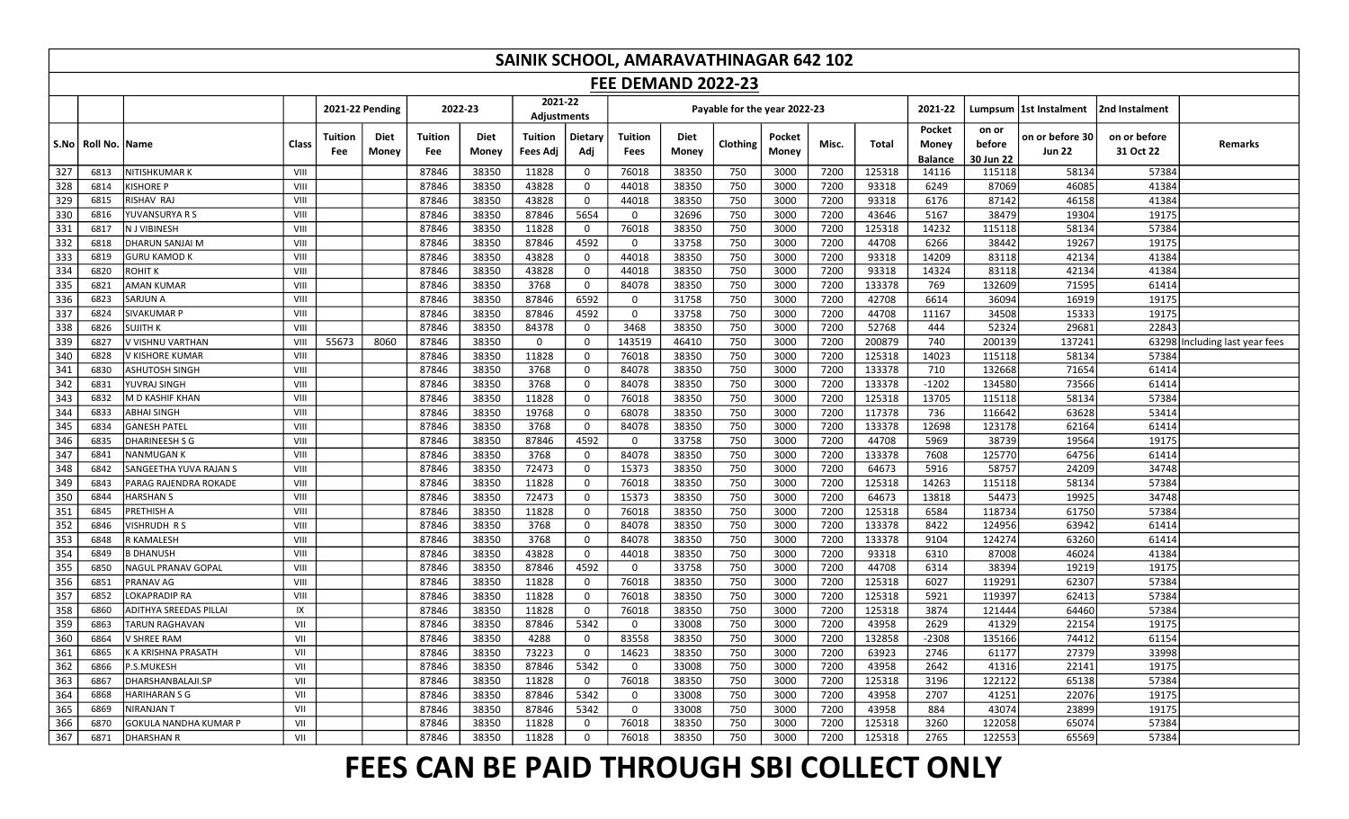# SAINIK SCHOOL, AMARAVATHINAGAR 642 102

## FEE DEMAND 2022-23

| | | | | 2021-22 Pending | | 2022-23 | | 2021-22 Adjustments | | Payable for the year 2022-23 | | | | | | 2021-22 | Lumpsum | 1st Instalment | 2nd Instalment | |
|---|---|---|---|---|---|---|---|---|---|---|---|---|---|---|---|---|---|---|---|---|
| S.No | Roll No. | Name | Class | Tuition Fee | Diet Money | Tuition Fee | Diet Money | Tuition Fees Adj | Dietary Adj | Tuition Fees | Diet Money | Clothing | Pocket Money | Misc. | Total | Pocket Money Balance | on or before 30 Jun 22 | on or before 30 Jun 22 | on or before 31 Oct 22 | Remarks |
| 327 | 6813 | NITISHKUMAR K | VIII | | | 87846 | 38350 | 11828 | 0 | 76018 | 38350 | 750 | 3000 | 7200 | 125318 | 14116 | 115118 | 58134 | 57384 | |
| 328 | 6814 | KISHORE P | VIII | | | 87846 | 38350 | 43828 | 0 | 44018 | 38350 | 750 | 3000 | 7200 | 93318 | 6249 | 87069 | 46085 | 41384 | |
| 329 | 6815 | RISHAV RAJ | VIII | | | 87846 | 38350 | 43828 | 0 | 44018 | 38350 | 750 | 3000 | 7200 | 93318 | 6176 | 87142 | 46158 | 41384 | |
| 330 | 6816 | YUVANSURYA R S | VIII | | | 87846 | 38350 | 87846 | 5654 | 0 | 32696 | 750 | 3000 | 7200 | 43646 | 5167 | 38479 | 19304 | 19175 | |
| 331 | 6817 | N J VIBINESH | VIII | | | 87846 | 38350 | 11828 | 0 | 76018 | 38350 | 750 | 3000 | 7200 | 125318 | 14232 | 115118 | 58134 | 57384 | |
| 332 | 6818 | DHARUN SANJAI M | VIII | | | 87846 | 38350 | 87846 | 4592 | 0 | 33758 | 750 | 3000 | 7200 | 44708 | 6266 | 38442 | 19267 | 19175 | |
| 333 | 6819 | GURU KAMOD K | VIII | | | 87846 | 38350 | 43828 | 0 | 44018 | 38350 | 750 | 3000 | 7200 | 93318 | 14209 | 83118 | 42134 | 41384 | |
| 334 | 6820 | ROHIT K | VIII | | | 87846 | 38350 | 43828 | 0 | 44018 | 38350 | 750 | 3000 | 7200 | 93318 | 14324 | 83118 | 42134 | 41384 | |
| 335 | 6821 | AMAN KUMAR | VIII | | | 87846 | 38350 | 3768 | 0 | 84078 | 38350 | 750 | 3000 | 7200 | 133378 | 769 | 132609 | 71595 | 61414 | |
| 336 | 6823 | SARJUN A | VIII | | | 87846 | 38350 | 87846 | 6592 | 0 | 31758 | 750 | 3000 | 7200 | 42708 | 6614 | 36094 | 16919 | 19175 | |
| 337 | 6824 | SIVAKUMAR P | VIII | | | 87846 | 38350 | 87846 | 4592 | 0 | 33758 | 750 | 3000 | 7200 | 44708 | 11167 | 34508 | 15333 | 19175 | |
| 338 | 6826 | SUJITH K | VIII | | | 87846 | 38350 | 84378 | 0 | 3468 | 38350 | 750 | 3000 | 7200 | 52768 | 444 | 52324 | 29681 | 22843 | |
| 339 | 6827 | V VISHNU VARTHAN | VIII | 55673 | 8060 | 87846 | 38350 | 0 | 0 | 143519 | 46410 | 750 | 3000 | 7200 | 200879 | 740 | 200139 | 137241 | 63298 | Including last year fees |
| 340 | 6828 | V KISHORE KUMAR | VIII | | | 87846 | 38350 | 11828 | 0 | 76018 | 38350 | 750 | 3000 | 7200 | 125318 | 14023 | 115118 | 58134 | 57384 | |
| 341 | 6830 | ASHUTOSH SINGH | VIII | | | 87846 | 38350 | 3768 | 0 | 84078 | 38350 | 750 | 3000 | 7200 | 133378 | 710 | 132668 | 71654 | 61414 | |
| 342 | 6831 | YUVRAJ SINGH | VIII | | | 87846 | 38350 | 3768 | 0 | 84078 | 38350 | 750 | 3000 | 7200 | 133378 | -1202 | 134580 | 73566 | 61414 | |
| 343 | 6832 | M D KASHIF KHAN | VIII | | | 87846 | 38350 | 11828 | 0 | 76018 | 38350 | 750 | 3000 | 7200 | 125318 | 13705 | 115118 | 58134 | 57384 | |
| 344 | 6833 | ABHAI SINGH | VIII | | | 87846 | 38350 | 19768 | 0 | 68078 | 38350 | 750 | 3000 | 7200 | 117378 | 736 | 116642 | 63628 | 53414 | |
| 345 | 6834 | GANESH PATEL | VIII | | | 87846 | 38350 | 3768 | 0 | 84078 | 38350 | 750 | 3000 | 7200 | 133378 | 12698 | 123178 | 62164 | 61414 | |
| 346 | 6835 | DHARINEESH S G | VIII | | | 87846 | 38350 | 87846 | 4592 | 0 | 33758 | 750 | 3000 | 7200 | 44708 | 5969 | 38739 | 19564 | 19175 | |
| 347 | 6841 | NANMUGAN K | VIII | | | 87846 | 38350 | 3768 | 0 | 84078 | 38350 | 750 | 3000 | 7200 | 133378 | 7608 | 125770 | 64756 | 61414 | |
| 348 | 6842 | SANGEETHA YUVA RAJAN S | VIII | | | 87846 | 38350 | 72473 | 0 | 15373 | 38350 | 750 | 3000 | 7200 | 64673 | 5916 | 58757 | 24209 | 34748 | |
| 349 | 6843 | PARAG RAJENDRA ROKADE | VIII | | | 87846 | 38350 | 11828 | 0 | 76018 | 38350 | 750 | 3000 | 7200 | 125318 | 14263 | 115118 | 58134 | 57384 | |
| 350 | 6844 | HARSHAN S | VIII | | | 87846 | 38350 | 72473 | 0 | 15373 | 38350 | 750 | 3000 | 7200 | 64673 | 13818 | 54473 | 19925 | 34748 | |
| 351 | 6845 | PRETHISH A | VIII | | | 87846 | 38350 | 11828 | 0 | 76018 | 38350 | 750 | 3000 | 7200 | 125318 | 6584 | 118734 | 61750 | 57384 | |
| 352 | 6846 | VISHRUDH R S | VIII | | | 87846 | 38350 | 3768 | 0 | 84078 | 38350 | 750 | 3000 | 7200 | 133378 | 8422 | 124956 | 63942 | 61414 | |
| 353 | 6848 | R KAMALESH | VIII | | | 87846 | 38350 | 3768 | 0 | 84078 | 38350 | 750 | 3000 | 7200 | 133378 | 9104 | 124274 | 63260 | 61414 | |
| 354 | 6849 | B DHANUSH | VIII | | | 87846 | 38350 | 43828 | 0 | 44018 | 38350 | 750 | 3000 | 7200 | 93318 | 6310 | 87008 | 46024 | 41384 | |
| 355 | 6850 | NAGUL PRANAV GOPAL | VIII | | | 87846 | 38350 | 87846 | 4592 | 0 | 33758 | 750 | 3000 | 7200 | 44708 | 6314 | 38394 | 19219 | 19175 | |
| 356 | 6851 | PRANAV AG | VIII | | | 87846 | 38350 | 11828 | 0 | 76018 | 38350 | 750 | 3000 | 7200 | 125318 | 6027 | 119291 | 62307 | 57384 | |
| 357 | 6852 | LOKAPRADIP RA | VIII | | | 87846 | 38350 | 11828 | 0 | 76018 | 38350 | 750 | 3000 | 7200 | 125318 | 5921 | 119397 | 62413 | 57384 | |
| 358 | 6860 | ADITHYA SREEDAS PILLAI | IX | | | 87846 | 38350 | 11828 | 0 | 76018 | 38350 | 750 | 3000 | 7200 | 125318 | 3874 | 121444 | 64460 | 57384 | |
| 359 | 6863 | TARUN RAGHAVAN | VII | | | 87846 | 38350 | 87846 | 5342 | 0 | 33008 | 750 | 3000 | 7200 | 43958 | 2629 | 41329 | 22154 | 19175 | |
| 360 | 6864 | V SHREE RAM | VII | | | 87846 | 38350 | 4288 | 0 | 83558 | 38350 | 750 | 3000 | 7200 | 132858 | -2308 | 135166 | 74412 | 61154 | |
| 361 | 6865 | K A KRISHNA PRASATH | VII | | | 87846 | 38350 | 73223 | 0 | 14623 | 38350 | 750 | 3000 | 7200 | 63923 | 2746 | 61177 | 27379 | 33998 | |
| 362 | 6866 | P.S.MUKESH | VII | | | 87846 | 38350 | 87846 | 5342 | 0 | 33008 | 750 | 3000 | 7200 | 43958 | 2642 | 41316 | 22141 | 19175 | |
| 363 | 6867 | DHARSHANBALAJI.SP | VII | | | 87846 | 38350 | 11828 | 0 | 76018 | 38350 | 750 | 3000 | 7200 | 125318 | 3196 | 122122 | 65138 | 57384 | |
| 364 | 6868 | HARIHARAN S G | VII | | | 87846 | 38350 | 87846 | 5342 | 0 | 33008 | 750 | 3000 | 7200 | 43958 | 2707 | 41251 | 22076 | 19175 | |
| 365 | 6869 | NIRANJAN T | VII | | | 87846 | 38350 | 87846 | 5342 | 0 | 33008 | 750 | 3000 | 7200 | 43958 | 884 | 43074 | 23899 | 19175 | |
| 366 | 6870 | GOKULA NANDHA KUMAR P | VII | | | 87846 | 38350 | 11828 | 0 | 76018 | 38350 | 750 | 3000 | 7200 | 125318 | 3260 | 122058 | 65074 | 57384 | |
| 367 | 6871 | DHARSHAN R | VII | | | 87846 | 38350 | 11828 | 0 | 76018 | 38350 | 750 | 3000 | 7200 | 125318 | 2765 | 122553 | 65569 | 57384 | |

# FEES CAN BE PAID THROUGH SBI COLLECT ONLY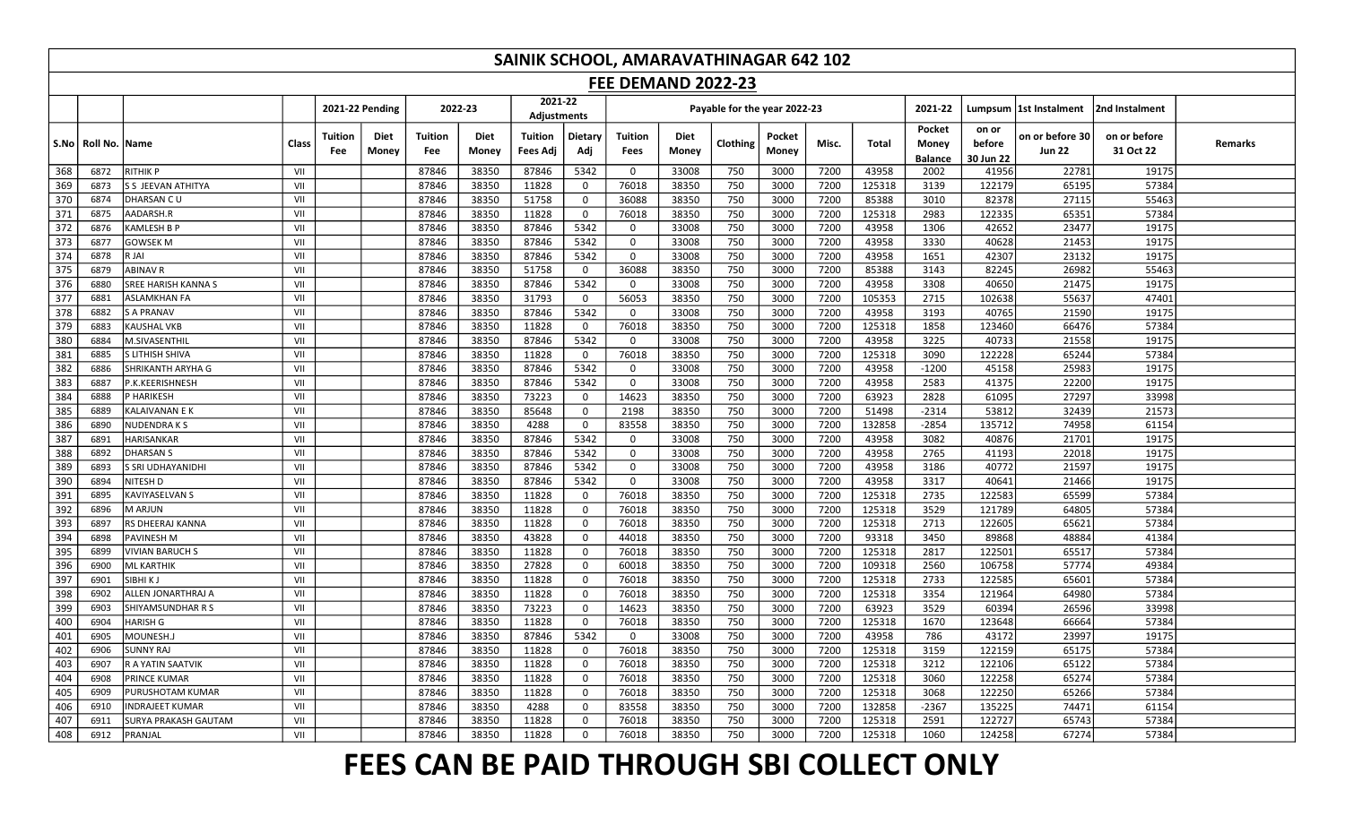# SAINIK SCHOOL, AMARAVATHINAGAR 642 102

## FEE DEMAND 2022-23

| S.No | Roll No. | Name | Class | 2021-22 Pending | | 2022-23 | | 2021-22 Adjustments | | Payable for the year 2022-23 | | | | | | 2021-22 | Lumpsum | 1st Instalment | 2nd Instalment | Remarks |
|---|---|---|---|---|---|---|---|---|---|---|---|---|---|---|---|---|---|---|---|---|
| | | | | Tuition Fee | Diet Money | Tuition Fee | Diet Money | Tuition Fees Adj | Dietary Adj | Tuition Fees | Diet Money | Clothing | Pocket Money | Misc. | Total | Pocket Money Balance | on or before 30 Jun 22 | on or before 30 Jun 22 | on or before 31 Oct 22 | |
| 368 | 6872 | RITHIK P | VII | | | 87846 | 38350 | 87846 | 5342 | 0 | 33008 | 750 | 3000 | 7200 | 43958 | 2002 | 41956 | 22781 | 19175 | |
| 369 | 6873 | S S JEEVAN ATHITYA | VII | | | 87846 | 38350 | 11828 | 0 | 76018 | 38350 | 750 | 3000 | 7200 | 125318 | 3139 | 122179 | 65195 | 57384 | |
| 370 | 6874 | DHARSAN C U | VII | | | 87846 | 38350 | 51758 | 0 | 36088 | 38350 | 750 | 3000 | 7200 | 85388 | 3010 | 82378 | 27115 | 55463 | |
| 371 | 6875 | AADARSH.R | VII | | | 87846 | 38350 | 11828 | 0 | 76018 | 38350 | 750 | 3000 | 7200 | 125318 | 2983 | 122335 | 65351 | 57384 | |
| 372 | 6876 | KAMLESH B P | VII | | | 87846 | 38350 | 87846 | 5342 | 0 | 33008 | 750 | 3000 | 7200 | 43958 | 1306 | 42652 | 23477 | 19175 | |
| 373 | 6877 | GOWSEK M | VII | | | 87846 | 38350 | 87846 | 5342 | 0 | 33008 | 750 | 3000 | 7200 | 43958 | 3330 | 40628 | 21453 | 19175 | |
| 374 | 6878 | R JAI | VII | | | 87846 | 38350 | 87846 | 5342 | 0 | 33008 | 750 | 3000 | 7200 | 43958 | 1651 | 42307 | 23132 | 19175 | |
| 375 | 6879 | ABINAV R | VII | | | 87846 | 38350 | 51758 | 0 | 36088 | 38350 | 750 | 3000 | 7200 | 85388 | 3143 | 82245 | 26982 | 55463 | |
| 376 | 6880 | SREE HARISH KANNA S | VII | | | 87846 | 38350 | 87846 | 5342 | 0 | 33008 | 750 | 3000 | 7200 | 43958 | 3308 | 40650 | 21475 | 19175 | |
| 377 | 6881 | ASLAMKHAN FA | VII | | | 87846 | 38350 | 31793 | 0 | 56053 | 38350 | 750 | 3000 | 7200 | 105353 | 2715 | 102638 | 55637 | 47401 | |
| 378 | 6882 | S A PRANAV | VII | | | 87846 | 38350 | 87846 | 5342 | 0 | 33008 | 750 | 3000 | 7200 | 43958 | 3193 | 40765 | 21590 | 19175 | |
| 379 | 6883 | KAUSHAL VKB | VII | | | 87846 | 38350 | 11828 | 0 | 76018 | 38350 | 750 | 3000 | 7200 | 125318 | 1858 | 123460 | 66476 | 57384 | |
| 380 | 6884 | M.SIVASENTHIL | VII | | | 87846 | 38350 | 87846 | 5342 | 0 | 33008 | 750 | 3000 | 7200 | 43958 | 3225 | 40733 | 21558 | 19175 | |
| 381 | 6885 | S LITHISH SHIVA | VII | | | 87846 | 38350 | 11828 | 0 | 76018 | 38350 | 750 | 3000 | 7200 | 125318 | 3090 | 122228 | 65244 | 57384 | |
| 382 | 6886 | SHRIKANTH ARYHA G | VII | | | 87846 | 38350 | 87846 | 5342 | 0 | 33008 | 750 | 3000 | 7200 | 43958 | -1200 | 45158 | 25983 | 19175 | |
| 383 | 6887 | P.K.KEERISHNESH | VII | | | 87846 | 38350 | 87846 | 5342 | 0 | 33008 | 750 | 3000 | 7200 | 43958 | 2583 | 41375 | 22200 | 19175 | |
| 384 | 6888 | P HARIKESH | VII | | | 87846 | 38350 | 73223 | 0 | 14623 | 38350 | 750 | 3000 | 7200 | 63923 | 2828 | 61095 | 27297 | 33998 | |
| 385 | 6889 | KALAIVANAN E K | VII | | | 87846 | 38350 | 85648 | 0 | 2198 | 38350 | 750 | 3000 | 7200 | 51498 | -2314 | 53812 | 32439 | 21573 | |
| 386 | 6890 | NUDENDRA K S | VII | | | 87846 | 38350 | 4288 | 0 | 83558 | 38350 | 750 | 3000 | 7200 | 132858 | -2854 | 135712 | 74958 | 61154 | |
| 387 | 6891 | HARISANKAR | VII | | | 87846 | 38350 | 87846 | 5342 | 0 | 33008 | 750 | 3000 | 7200 | 43958 | 3082 | 40876 | 21701 | 19175 | |
| 388 | 6892 | DHARSAN S | VII | | | 87846 | 38350 | 87846 | 5342 | 0 | 33008 | 750 | 3000 | 7200 | 43958 | 2765 | 41193 | 22018 | 19175 | |
| 389 | 6893 | S SRI UDHAYANIDHI | VII | | | 87846 | 38350 | 87846 | 5342 | 0 | 33008 | 750 | 3000 | 7200 | 43958 | 3186 | 40772 | 21597 | 19175 | |
| 390 | 6894 | NITESH D | VII | | | 87846 | 38350 | 87846 | 5342 | 0 | 33008 | 750 | 3000 | 7200 | 43958 | 3317 | 40641 | 21466 | 19175 | |
| 391 | 6895 | KAVIYASELVAN S | VII | | | 87846 | 38350 | 11828 | 0 | 76018 | 38350 | 750 | 3000 | 7200 | 125318 | 2735 | 122583 | 65599 | 57384 | |
| 392 | 6896 | M ARJUN | VII | | | 87846 | 38350 | 11828 | 0 | 76018 | 38350 | 750 | 3000 | 7200 | 125318 | 3529 | 121789 | 64805 | 57384 | |
| 393 | 6897 | RS DHEERAJ KANNA | VII | | | 87846 | 38350 | 11828 | 0 | 76018 | 38350 | 750 | 3000 | 7200 | 125318 | 2713 | 122605 | 65621 | 57384 | |
| 394 | 6898 | PAVINESH M | VII | | | 87846 | 38350 | 43828 | 0 | 44018 | 38350 | 750 | 3000 | 7200 | 93318 | 3450 | 89868 | 48884 | 41384 | |
| 395 | 6899 | VIVIAN BARUCH S | VII | | | 87846 | 38350 | 11828 | 0 | 76018 | 38350 | 750 | 3000 | 7200 | 125318 | 2817 | 122501 | 65517 | 57384 | |
| 396 | 6900 | ML KARTHIK | VII | | | 87846 | 38350 | 27828 | 0 | 60018 | 38350 | 750 | 3000 | 7200 | 109318 | 2560 | 106758 | 57774 | 49384 | |
| 397 | 6901 | SIBHI K J | VII | | | 87846 | 38350 | 11828 | 0 | 76018 | 38350 | 750 | 3000 | 7200 | 125318 | 2733 | 122585 | 65601 | 57384 | |
| 398 | 6902 | ALLEN JONARTHRAJ A | VII | | | 87846 | 38350 | 11828 | 0 | 76018 | 38350 | 750 | 3000 | 7200 | 125318 | 3354 | 121964 | 64980 | 57384 | |
| 399 | 6903 | SHIYAMSUNDHAR R S | VII | | | 87846 | 38350 | 73223 | 0 | 14623 | 38350 | 750 | 3000 | 7200 | 63923 | 3529 | 60394 | 26596 | 33998 | |
| 400 | 6904 | HARISH G | VII | | | 87846 | 38350 | 11828 | 0 | 76018 | 38350 | 750 | 3000 | 7200 | 125318 | 1670 | 123648 | 66664 | 57384 | |
| 401 | 6905 | MOUNESH.J | VII | | | 87846 | 38350 | 87846 | 5342 | 0 | 33008 | 750 | 3000 | 7200 | 43958 | 786 | 43172 | 23997 | 19175 | |
| 402 | 6906 | SUNNY RAJ | VII | | | 87846 | 38350 | 11828 | 0 | 76018 | 38350 | 750 | 3000 | 7200 | 125318 | 3159 | 122159 | 65175 | 57384 | |
| 403 | 6907 | R A YATIN SAATVIK | VII | | | 87846 | 38350 | 11828 | 0 | 76018 | 38350 | 750 | 3000 | 7200 | 125318 | 3212 | 122106 | 65122 | 57384 | |
| 404 | 6908 | PRINCE KUMAR | VII | | | 87846 | 38350 | 11828 | 0 | 76018 | 38350 | 750 | 3000 | 7200 | 125318 | 3060 | 122258 | 65274 | 57384 | |
| 405 | 6909 | PURUSHOTAM KUMAR | VII | | | 87846 | 38350 | 11828 | 0 | 76018 | 38350 | 750 | 3000 | 7200 | 125318 | 3068 | 122250 | 65266 | 57384 | |
| 406 | 6910 | INDRAJEET KUMAR | VII | | | 87846 | 38350 | 4288 | 0 | 83558 | 38350 | 750 | 3000 | 7200 | 132858 | -2367 | 135225 | 74471 | 61154 | |
| 407 | 6911 | SURYA PRAKASH GAUTAM | VII | | | 87846 | 38350 | 11828 | 0 | 76018 | 38350 | 750 | 3000 | 7200 | 125318 | 2591 | 122727 | 65743 | 57384 | |
| 408 | 6912 | PRANJAL | VII | | | 87846 | 38350 | 11828 | 0 | 76018 | 38350 | 750 | 3000 | 7200 | 125318 | 1060 | 124258 | 67274 | 57384 | |

# FEES CAN BE PAID THROUGH SBI COLLECT ONLY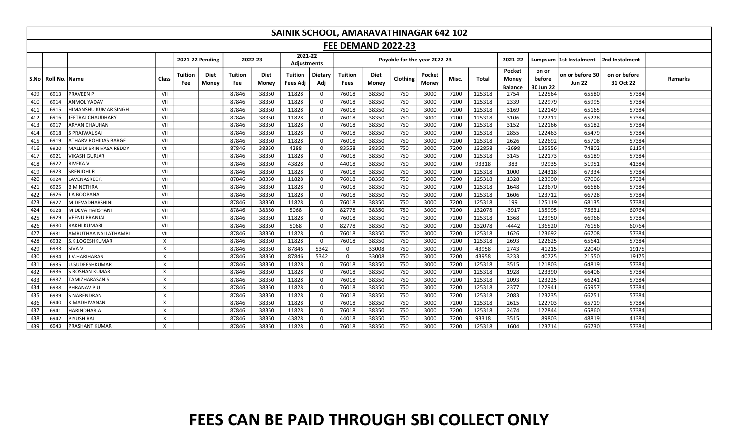# SAINIK SCHOOL, AMARAVATHINAGAR 642 102

## FEE DEMAND 2022-23

| | | | | 2021-22 Pending | | 2022-23 | | 2021-22 Adjustments | | Payable for the year 2022-23 | | | | | | 2021-22 | Lumpsum | 1st Instalment | 2nd Instalment | |
|---|---|---|---|---|---|---|---|---|---|---|---|---|---|---|---|---|---|---|---|---|
| S.No | Roll No. | Name | Class | Tuition Fee | Diet Money | Tuition Fee | Diet Money | Tuition Fees Adj | Dietary Adj | Tuition Fees | Diet Money | Clothing | Pocket Money | Misc. | Total | Pocket Money Balance | on or before 30 Jun 22 | on or before 30 Jun 22 | on or before 31 Oct 22 | Remarks |
| 409 | 6913 | PRAVEEN P | VII | | | 87846 | 38350 | 11828 | 0 | 76018 | 38350 | 750 | 3000 | 7200 | 125318 | 2754 | 122564 | 65580 | 57384 | |
| 410 | 6914 | ANMOL YADAV | VII | | | 87846 | 38350 | 11828 | 0 | 76018 | 38350 | 750 | 3000 | 7200 | 125318 | 2339 | 122979 | 65995 | 57384 | |
| 411 | 6915 | HIMANSHU KUMAR SINGH | VII | | | 87846 | 38350 | 11828 | 0 | 76018 | 38350 | 750 | 3000 | 7200 | 125318 | 3169 | 122149 | 65165 | 57384 | |
| 412 | 6916 | JEETRAJ CHAUDHARY | VII | | | 87846 | 38350 | 11828 | 0 | 76018 | 38350 | 750 | 3000 | 7200 | 125318 | 3106 | 122212 | 65228 | 57384 | |
| 413 | 6917 | ARYAN CHAUHAN | VII | | | 87846 | 38350 | 11828 | 0 | 76018 | 38350 | 750 | 3000 | 7200 | 125318 | 3152 | 122166 | 65182 | 57384 | |
| 414 | 6918 | S PRAJWAL SAI | VII | | | 87846 | 38350 | 11828 | 0 | 76018 | 38350 | 750 | 3000 | 7200 | 125318 | 2855 | 122463 | 65479 | 57384 | |
| 415 | 6919 | ATHARV ROHIDAS BARGE | VII | | | 87846 | 38350 | 11828 | 0 | 76018 | 38350 | 750 | 3000 | 7200 | 125318 | 2626 | 122692 | 65708 | 57384 | |
| 416 | 6920 | MALLIDI SRINIVASA REDDY | VII | | | 87846 | 38350 | 4288 | 0 | 83558 | 38350 | 750 | 3000 | 7200 | 132858 | -2698 | 135556 | 74802 | 61154 | |
| 417 | 6921 | VIKASH GURJAR | VII | | | 87846 | 38350 | 11828 | 0 | 76018 | 38350 | 750 | 3000 | 7200 | 125318 | 3145 | 122173 | 65189 | 57384 | |
| 418 | 6922 | RIVEKA V | VII | | | 87846 | 38350 | 43828 | 0 | 44018 | 38350 | 750 | 3000 | 7200 | 93318 | 383 | 92935 | 51951 | 41384 | |
| 419 | 6923 | SRENIDHI.R | VII | | | 87846 | 38350 | 11828 | 0 | 76018 | 38350 | 750 | 3000 | 7200 | 125318 | 1000 | 124318 | 67334 | 57384 | |
| 420 | 6924 | LAVENASREE R | VII | | | 87846 | 38350 | 11828 | 0 | 76018 | 38350 | 750 | 3000 | 7200 | 125318 | 1328 | 123990 | 67006 | 57384 | |
| 421 | 6925 | B M NETHRA | VII | | | 87846 | 38350 | 11828 | 0 | 76018 | 38350 | 750 | 3000 | 7200 | 125318 | 1648 | 123670 | 66686 | 57384 | |
| 422 | 6926 | J A BOOPANA | VII | | | 87846 | 38350 | 11828 | 0 | 76018 | 38350 | 750 | 3000 | 7200 | 125318 | 1606 | 123712 | 66728 | 57384 | |
| 423 | 6927 | M.DEVADHARSHINI | VII | | | 87846 | 38350 | 11828 | 0 | 76018 | 38350 | 750 | 3000 | 7200 | 125318 | 199 | 125119 | 68135 | 57384 | |
| 424 | 6928 | M DEVA HARSHANI | VII | | | 87846 | 38350 | 5068 | 0 | 82778 | 38350 | 750 | 3000 | 7200 | 132078 | -3917 | 135995 | 75631 | 60764 | |
| 425 | 6929 | VEENU PRANJAL | VII | | | 87846 | 38350 | 11828 | 0 | 76018 | 38350 | 750 | 3000 | 7200 | 125318 | 1368 | 123950 | 66966 | 57384 | |
| 426 | 6930 | RAKHI KUMARI | VII | | | 87846 | 38350 | 5068 | 0 | 82778 | 38350 | 750 | 3000 | 7200 | 132078 | -4442 | 136520 | 76156 | 60764 | |
| 427 | 6931 | AMRUTHAA NALLATHAMBI | VII | | | 87846 | 38350 | 11828 | 0 | 76018 | 38350 | 750 | 3000 | 7200 | 125318 | 1626 | 123692 | 66708 | 57384 | |
| 428 | 6932 | S.K.LOGESHKUMAR | X | | | 87846 | 38350 | 11828 | 0 | 76018 | 38350 | 750 | 3000 | 7200 | 125318 | 2693 | 122625 | 65641 | 57384 | |
| 429 | 6933 | SIVA V | X | | | 87846 | 38350 | 87846 | 5342 | 0 | 33008 | 750 | 3000 | 7200 | 43958 | 2743 | 41215 | 22040 | 19175 | |
| 430 | 6934 | J.V.HARIHARAN | X | | | 87846 | 38350 | 87846 | 5342 | 0 | 33008 | 750 | 3000 | 7200 | 43958 | 3233 | 40725 | 21550 | 19175 | |
| 431 | 6935 | U.SUDEESHKUMAR | X | | | 87846 | 38350 | 11828 | 0 | 76018 | 38350 | 750 | 3000 | 7200 | 125318 | 3515 | 121803 | 64819 | 57384 | |
| 432 | 6936 | S ROSHAN KUMAR | X | | | 87846 | 38350 | 11828 | 0 | 76018 | 38350 | 750 | 3000 | 7200 | 125318 | 1928 | 123390 | 66406 | 57384 | |
| 433 | 6937 | TAMIZHARASAN.S | X | | | 87846 | 38350 | 11828 | 0 | 76018 | 38350 | 750 | 3000 | 7200 | 125318 | 2093 | 123225 | 66241 | 57384 | |
| 434 | 6938 | PHRANAV P U | X | | | 87846 | 38350 | 11828 | 0 | 76018 | 38350 | 750 | 3000 | 7200 | 125318 | 2377 | 122941 | 65957 | 57384 | |
| 435 | 6939 | S NARENDRAN | X | | | 87846 | 38350 | 11828 | 0 | 76018 | 38350 | 750 | 3000 | 7200 | 125318 | 2083 | 123235 | 66251 | 57384 | |
| 436 | 6940 | K MADHIVANAN | X | | | 87846 | 38350 | 11828 | 0 | 76018 | 38350 | 750 | 3000 | 7200 | 125318 | 2615 | 122703 | 65719 | 57384 | |
| 437 | 6941 | HARINDHAR.A | X | | | 87846 | 38350 | 11828 | 0 | 76018 | 38350 | 750 | 3000 | 7200 | 125318 | 2474 | 122844 | 65860 | 57384 | |
| 438 | 6942 | PIYUSH RAJ | X | | | 87846 | 38350 | 43828 | 0 | 44018 | 38350 | 750 | 3000 | 7200 | 93318 | 3515 | 89803 | 48819 | 41384 | |
| 439 | 6943 | PRASHANT KUMAR | X | | | 87846 | 38350 | 11828 | 0 | 76018 | 38350 | 750 | 3000 | 7200 | 125318 | 1604 | 123714 | 66730 | 57384 | |

# FEES CAN BE PAID THROUGH SBI COLLECT ONLY